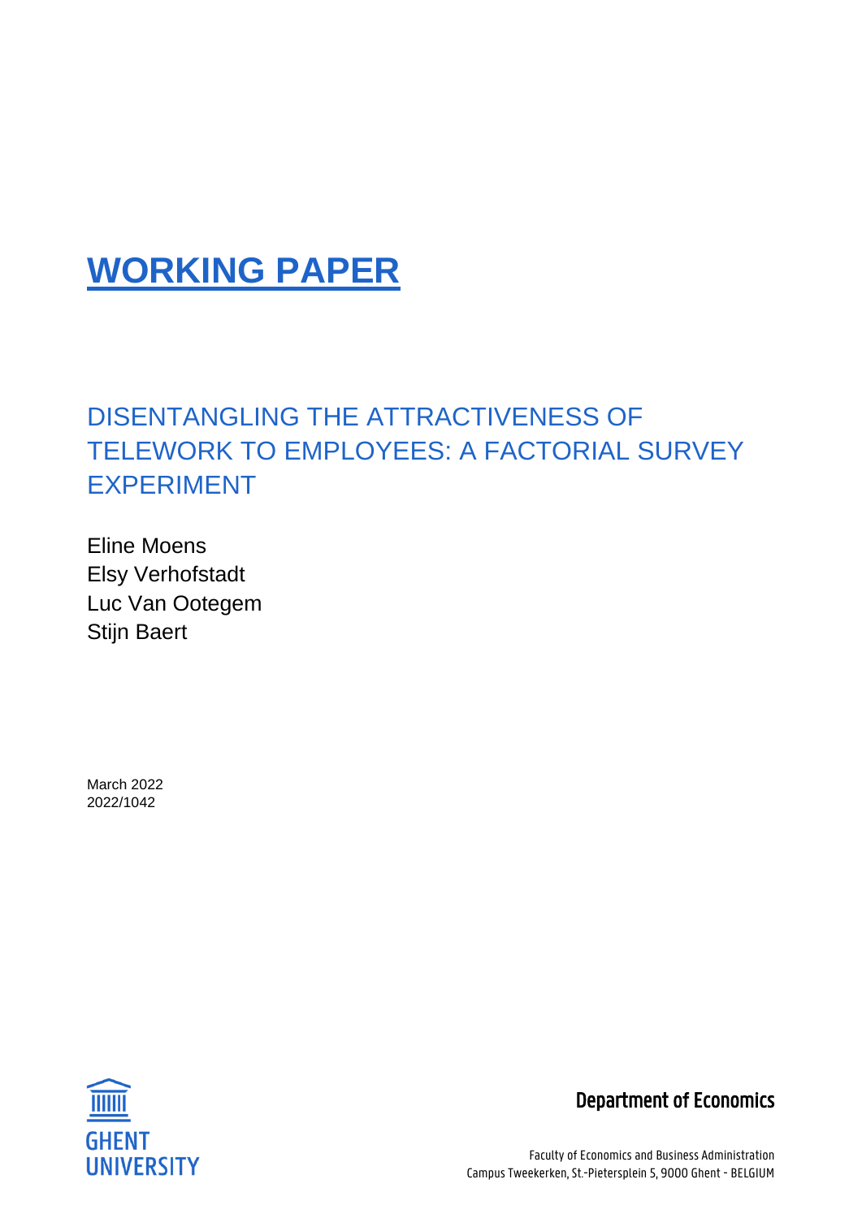# WORKING PAPER

## DISENTANGLING THE ATTRACTIVENESS OF TELEWORK TO EMPLOYEES: A FACTORIAL SURVEY EXPERIMENT

Eline Moens
Elsy Verhofstadt
Luc Van Ootegem
Stijn Baert

March 2022
2022/1042

GHENT UNIVERSITY

**Department of Economics**

Faculty of Economics and Business Administration
Campus Tweekerken, St.-Pietersplein 5, 9000 Ghent - BELGIUM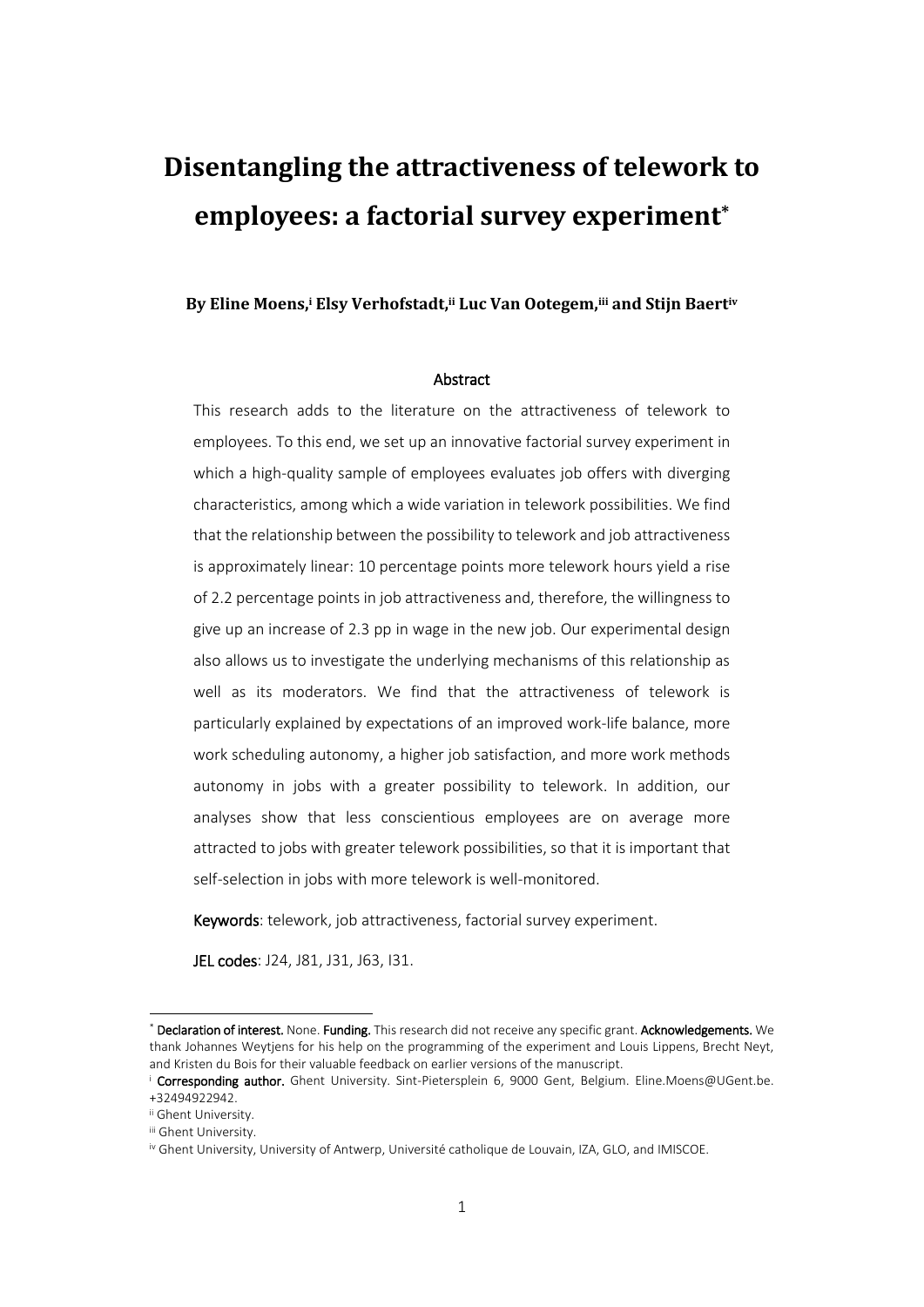# Disentangling the attractiveness of telework to employees: a factorial survey experiment*

**By Eline Moens,[i] Elsy Verhofstadt,[ii] Luc Van Ootegem,[iii] and Stijn Baert[iv]**

## Abstract

This research adds to the literature on the attractiveness of telework to employees. To this end, we set up an innovative factorial survey experiment in which a high-quality sample of employees evaluates job offers with diverging characteristics, among which a wide variation in telework possibilities. We find that the relationship between the possibility to telework and job attractiveness is approximately linear: 10 percentage points more telework hours yield a rise of 2.2 percentage points in job attractiveness and, therefore, the willingness to give up an increase of 2.3 pp in wage in the new job. Our experimental design also allows us to investigate the underlying mechanisms of this relationship as well as its moderators. We find that the attractiveness of telework is particularly explained by expectations of an improved work-life balance, more work scheduling autonomy, a higher job satisfaction, and more work methods autonomy in jobs with a greater possibility to telework. In addition, our analyses show that less conscientious employees are on average more attracted to jobs with greater telework possibilities, so that it is important that self-selection in jobs with more telework is well-monitored.

**Keywords**: telework, job attractiveness, factorial survey experiment.

**JEL codes**: J24, J81, J31, J63, I31.

---

\* **Declaration of interest.** None. **Funding.** This research did not receive any specific grant. **Acknowledgements.** We thank Johannes Weytjens for his help on the programming of the experiment and Louis Lippens, Brecht Neyt, and Kristen du Bois for their valuable feedback on earlier versions of the manuscript.

[i] **Corresponding author.** Ghent University. Sint-Pietersplein 6, 9000 Gent, Belgium. Eline.Moens@UGent.be. +32494922942.

[ii] Ghent University.

[iii] Ghent University.

[iv] Ghent University, University of Antwerp, Université catholique de Louvain, IZA, GLO, and IMISCOE.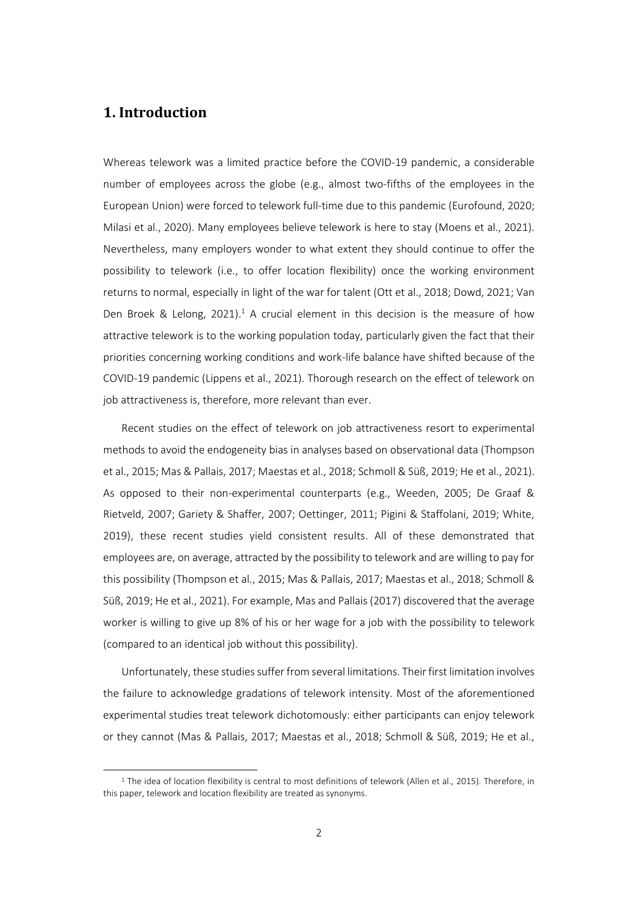# 1. Introduction

Whereas telework was a limited practice before the COVID-19 pandemic, a considerable number of employees across the globe (e.g., almost two-fifths of the employees in the European Union) were forced to telework full-time due to this pandemic (Eurofound, 2020; Milasi et al., 2020). Many employees believe telework is here to stay (Moens et al., 2021). Nevertheless, many employers wonder to what extent they should continue to offer the possibility to telework (i.e., to offer location flexibility) once the working environment returns to normal, especially in light of the war for talent (Ott et al., 2018; Dowd, 2021; Van Den Broek & Lelong, 2021).[1] A crucial element in this decision is the measure of how attractive telework is to the working population today, particularly given the fact that their priorities concerning working conditions and work-life balance have shifted because of the COVID-19 pandemic (Lippens et al., 2021). Thorough research on the effect of telework on job attractiveness is, therefore, more relevant than ever.

Recent studies on the effect of telework on job attractiveness resort to experimental methods to avoid the endogeneity bias in analyses based on observational data (Thompson et al., 2015; Mas & Pallais, 2017; Maestas et al., 2018; Schmoll & Süß, 2019; He et al., 2021). As opposed to their non-experimental counterparts (e.g., Weeden, 2005; De Graaf & Rietveld, 2007; Gariety & Shaffer, 2007; Oettinger, 2011; Pigini & Staffolani, 2019; White, 2019), these recent studies yield consistent results. All of these demonstrated that employees are, on average, attracted by the possibility to telework and are willing to pay for this possibility (Thompson et al., 2015; Mas & Pallais, 2017; Maestas et al., 2018; Schmoll & Süß, 2019; He et al., 2021). For example, Mas and Pallais (2017) discovered that the average worker is willing to give up 8% of his or her wage for a job with the possibility to telework (compared to an identical job without this possibility).

Unfortunately, these studies suffer from several limitations. Their first limitation involves the failure to acknowledge gradations of telework intensity. Most of the aforementioned experimental studies treat telework dichotomously: either participants can enjoy telework or they cannot (Mas & Pallais, 2017; Maestas et al., 2018; Schmoll & Süß, 2019; He et al.,

[1] The idea of location flexibility is central to most definitions of telework (Allen et al., 2015). Therefore, in this paper, telework and location flexibility are treated as synonyms.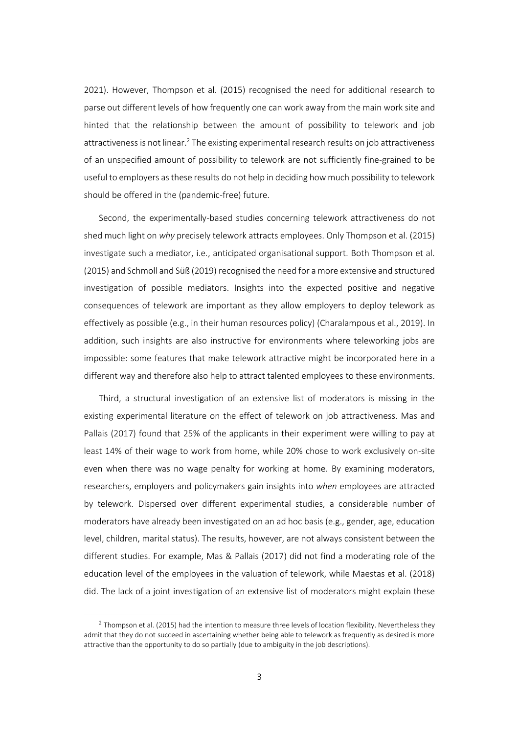2021). However, Thompson et al. (2015) recognised the need for additional research to parse out different levels of how frequently one can work away from the main work site and hinted that the relationship between the amount of possibility to telework and job attractiveness is not linear.[2] The existing experimental research results on job attractiveness of an unspecified amount of possibility to telework are not sufficiently fine-grained to be useful to employers as these results do not help in deciding how much possibility to telework should be offered in the (pandemic-free) future.

Second, the experimentally-based studies concerning telework attractiveness do not shed much light on *why* precisely telework attracts employees. Only Thompson et al. (2015) investigate such a mediator, i.e., anticipated organisational support. Both Thompson et al. (2015) and Schmoll and Süß (2019) recognised the need for a more extensive and structured investigation of possible mediators. Insights into the expected positive and negative consequences of telework are important as they allow employers to deploy telework as effectively as possible (e.g., in their human resources policy) (Charalampous et al., 2019). In addition, such insights are also instructive for environments where teleworking jobs are impossible: some features that make telework attractive might be incorporated here in a different way and therefore also help to attract talented employees to these environments.

Third, a structural investigation of an extensive list of moderators is missing in the existing experimental literature on the effect of telework on job attractiveness. Mas and Pallais (2017) found that 25% of the applicants in their experiment were willing to pay at least 14% of their wage to work from home, while 20% chose to work exclusively on-site even when there was no wage penalty for working at home. By examining moderators, researchers, employers and policymakers gain insights into *when* employees are attracted by telework. Dispersed over different experimental studies, a considerable number of moderators have already been investigated on an ad hoc basis (e.g., gender, age, education level, children, marital status). The results, however, are not always consistent between the different studies. For example, Mas & Pallais (2017) did not find a moderating role of the education level of the employees in the valuation of telework, while Maestas et al. (2018) did. The lack of a joint investigation of an extensive list of moderators might explain these

[2] Thompson et al. (2015) had the intention to measure three levels of location flexibility. Nevertheless they admit that they do not succeed in ascertaining whether being able to telework as frequently as desired is more attractive than the opportunity to do so partially (due to ambiguity in the job descriptions).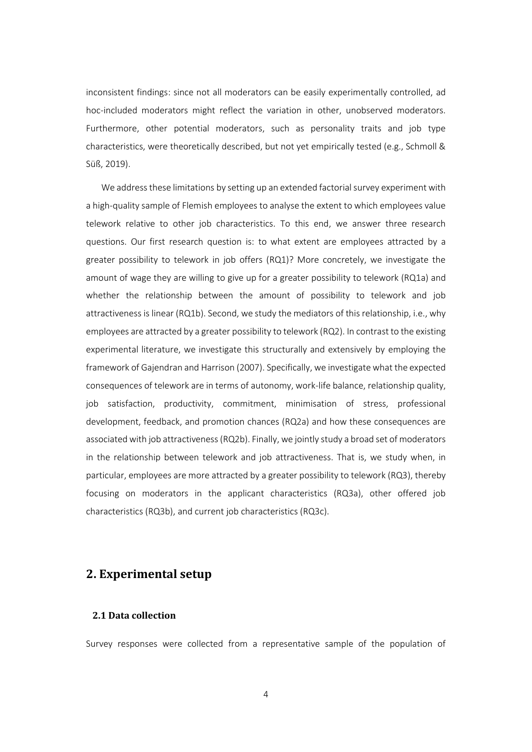inconsistent findings: since not all moderators can be easily experimentally controlled, ad hoc-included moderators might reflect the variation in other, unobserved moderators. Furthermore, other potential moderators, such as personality traits and job type characteristics, were theoretically described, but not yet empirically tested (e.g., Schmoll & Süß, 2019).

We address these limitations by setting up an extended factorial survey experiment with a high-quality sample of Flemish employees to analyse the extent to which employees value telework relative to other job characteristics. To this end, we answer three research questions. Our first research question is: to what extent are employees attracted by a greater possibility to telework in job offers (RQ1)? More concretely, we investigate the amount of wage they are willing to give up for a greater possibility to telework (RQ1a) and whether the relationship between the amount of possibility to telework and job attractiveness is linear (RQ1b). Second, we study the mediators of this relationship, i.e., why employees are attracted by a greater possibility to telework (RQ2). In contrast to the existing experimental literature, we investigate this structurally and extensively by employing the framework of Gajendran and Harrison (2007). Specifically, we investigate what the expected consequences of telework are in terms of autonomy, work-life balance, relationship quality, job satisfaction, productivity, commitment, minimisation of stress, professional development, feedback, and promotion chances (RQ2a) and how these consequences are associated with job attractiveness (RQ2b). Finally, we jointly study a broad set of moderators in the relationship between telework and job attractiveness. That is, we study when, in particular, employees are more attracted by a greater possibility to telework (RQ3), thereby focusing on moderators in the applicant characteristics (RQ3a), other offered job characteristics (RQ3b), and current job characteristics (RQ3c).

# 2. Experimental setup

## 2.1 Data collection

Survey responses were collected from a representative sample of the population of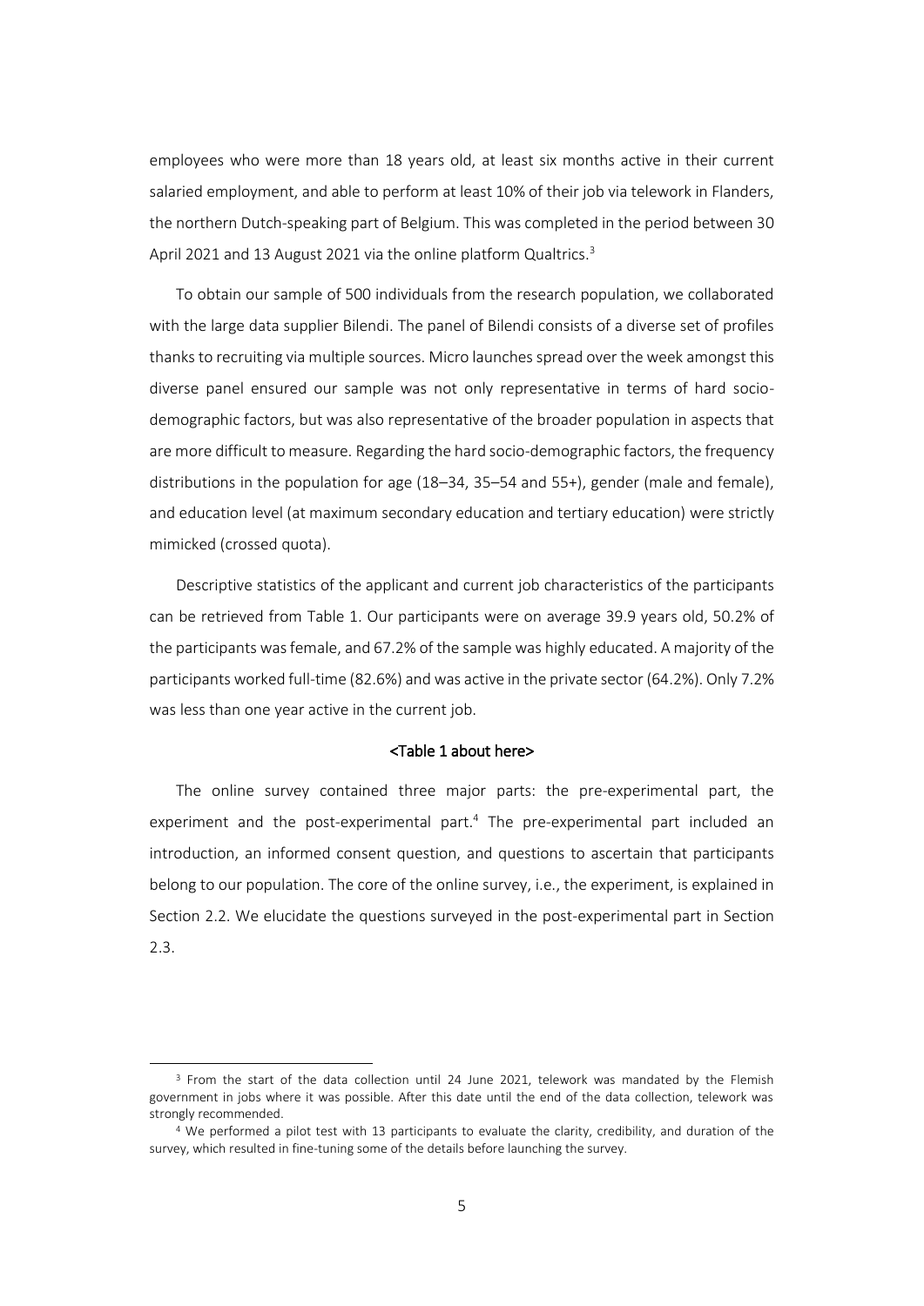employees who were more than 18 years old, at least six months active in their current salaried employment, and able to perform at least 10% of their job via telework in Flanders, the northern Dutch-speaking part of Belgium. This was completed in the period between 30 April 2021 and 13 August 2021 via the online platform Qualtrics.[3]

To obtain our sample of 500 individuals from the research population, we collaborated with the large data supplier Bilendi. The panel of Bilendi consists of a diverse set of profiles thanks to recruiting via multiple sources. Micro launches spread over the week amongst this diverse panel ensured our sample was not only representative in terms of hard socio-demographic factors, but was also representative of the broader population in aspects that are more difficult to measure. Regarding the hard socio-demographic factors, the frequency distributions in the population for age (18–34, 35–54 and 55+), gender (male and female), and education level (at maximum secondary education and tertiary education) were strictly mimicked (crossed quota).

Descriptive statistics of the applicant and current job characteristics of the participants can be retrieved from Table 1. Our participants were on average 39.9 years old, 50.2% of the participants was female, and 67.2% of the sample was highly educated. A majority of the participants worked full-time (82.6%) and was active in the private sector (64.2%). Only 7.2% was less than one year active in the current job.

<Table 1 about here>

The online survey contained three major parts: the pre-experimental part, the experiment and the post-experimental part.[4] The pre-experimental part included an introduction, an informed consent question, and questions to ascertain that participants belong to our population. The core of the online survey, i.e., the experiment, is explained in Section 2.2. We elucidate the questions surveyed in the post-experimental part in Section 2.3.

[3] From the start of the data collection until 24 June 2021, telework was mandated by the Flemish government in jobs where it was possible. After this date until the end of the data collection, telework was strongly recommended.

[4] We performed a pilot test with 13 participants to evaluate the clarity, credibility, and duration of the survey, which resulted in fine-tuning some of the details before launching the survey.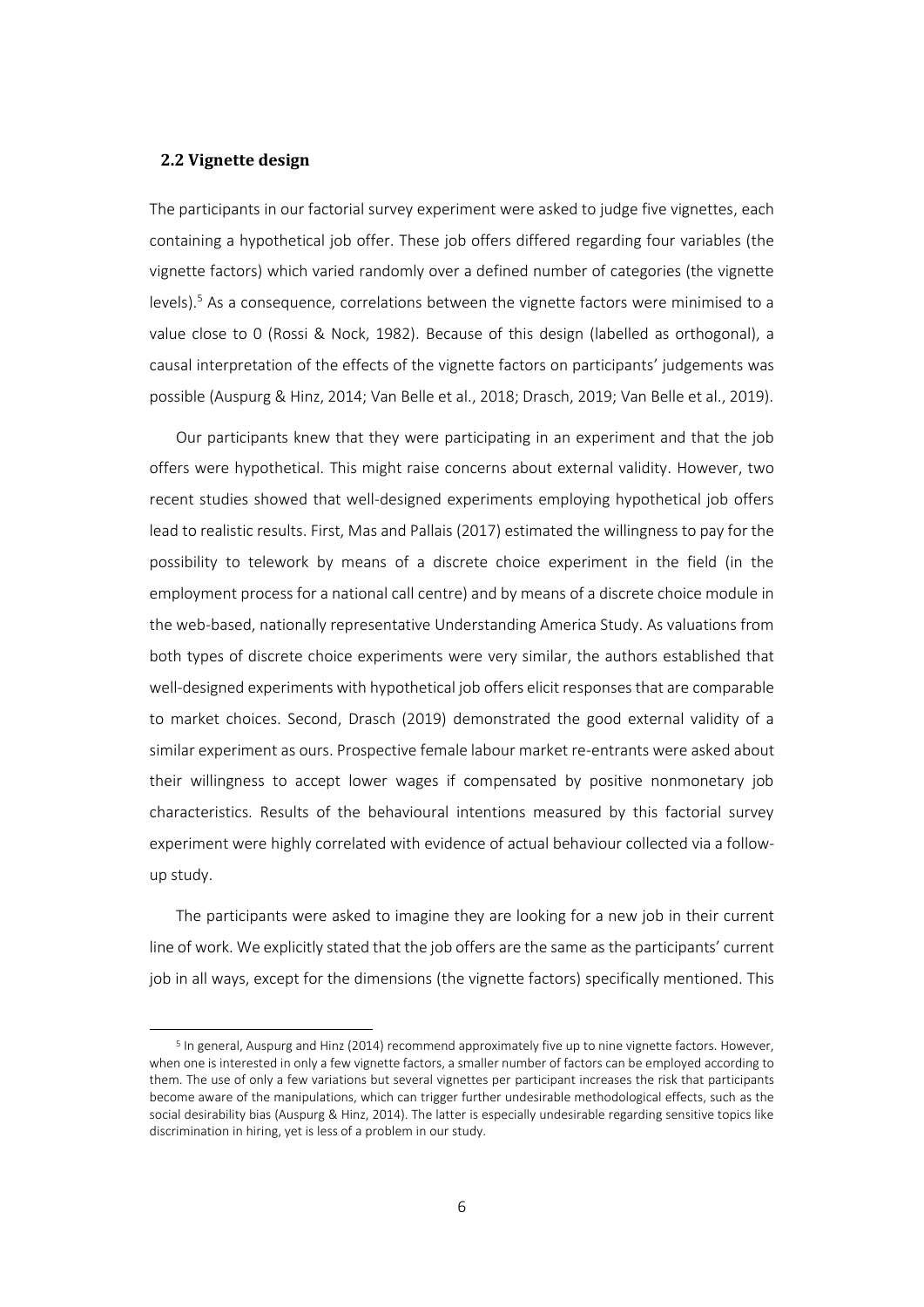## 2.2 Vignette design

The participants in our factorial survey experiment were asked to judge five vignettes, each containing a hypothetical job offer. These job offers differed regarding four variables (the vignette factors) which varied randomly over a defined number of categories (the vignette levels).[5] As a consequence, correlations between the vignette factors were minimised to a value close to 0 (Rossi & Nock, 1982). Because of this design (labelled as orthogonal), a causal interpretation of the effects of the vignette factors on participants' judgements was possible (Auspurg & Hinz, 2014; Van Belle et al., 2018; Drasch, 2019; Van Belle et al., 2019).

Our participants knew that they were participating in an experiment and that the job offers were hypothetical. This might raise concerns about external validity. However, two recent studies showed that well-designed experiments employing hypothetical job offers lead to realistic results. First, Mas and Pallais (2017) estimated the willingness to pay for the possibility to telework by means of a discrete choice experiment in the field (in the employment process for a national call centre) and by means of a discrete choice module in the web-based, nationally representative Understanding America Study. As valuations from both types of discrete choice experiments were very similar, the authors established that well-designed experiments with hypothetical job offers elicit responses that are comparable to market choices. Second, Drasch (2019) demonstrated the good external validity of a similar experiment as ours. Prospective female labour market re-entrants were asked about their willingness to accept lower wages if compensated by positive nonmonetary job characteristics. Results of the behavioural intentions measured by this factorial survey experiment were highly correlated with evidence of actual behaviour collected via a follow-up study.

The participants were asked to imagine they are looking for a new job in their current line of work. We explicitly stated that the job offers are the same as the participants' current job in all ways, except for the dimensions (the vignette factors) specifically mentioned. This

[5] In general, Auspurg and Hinz (2014) recommend approximately five up to nine vignette factors. However, when one is interested in only a few vignette factors, a smaller number of factors can be employed according to them. The use of only a few variations but several vignettes per participant increases the risk that participants become aware of the manipulations, which can trigger further undesirable methodological effects, such as the social desirability bias (Auspurg & Hinz, 2014). The latter is especially undesirable regarding sensitive topics like discrimination in hiring, yet is less of a problem in our study.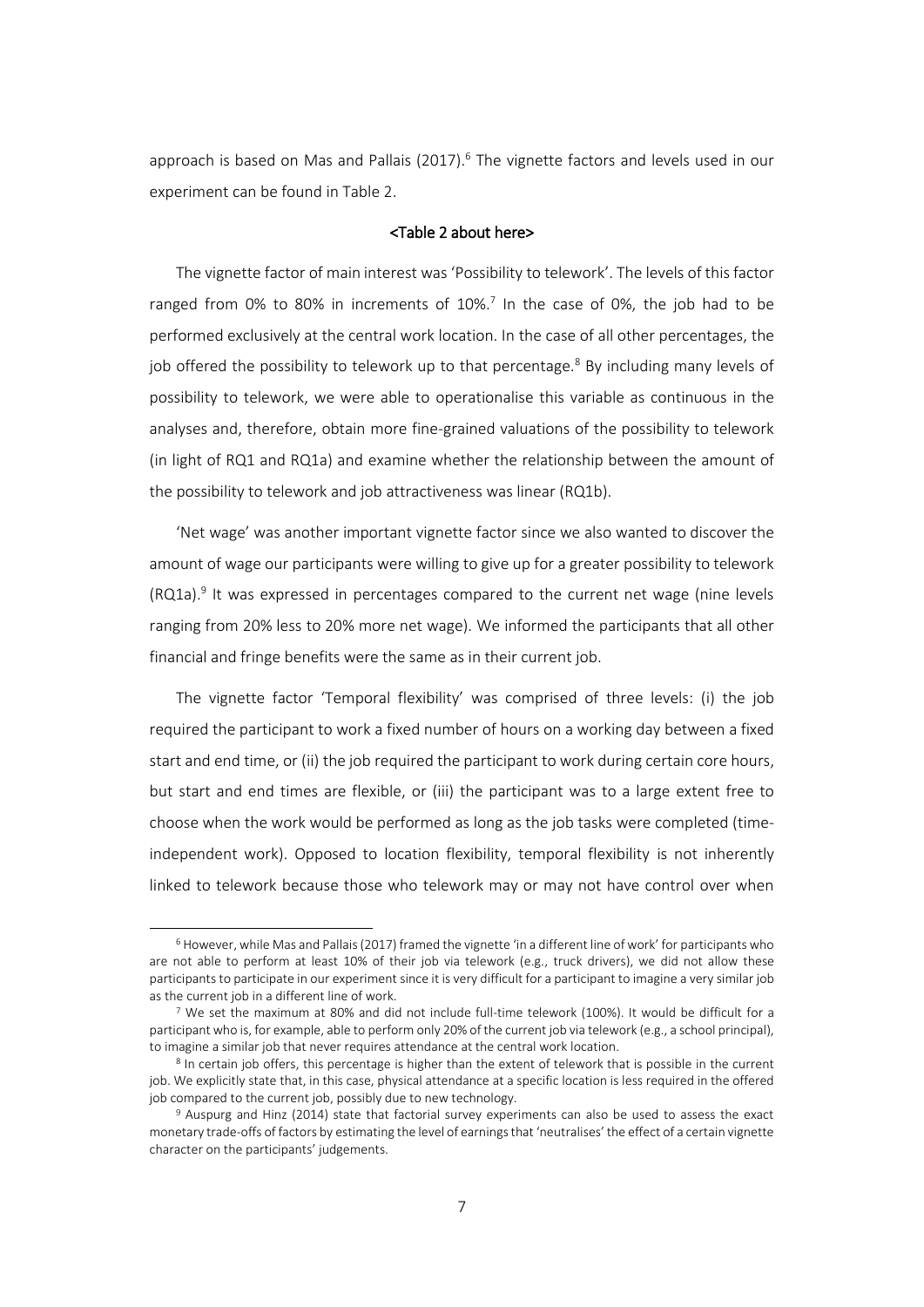approach is based on Mas and Pallais (2017).[6] The vignette factors and levels used in our experiment can be found in Table 2.

<Table 2 about here>

The vignette factor of main interest was 'Possibility to telework'. The levels of this factor ranged from 0% to 80% in increments of 10%.[7] In the case of 0%, the job had to be performed exclusively at the central work location. In the case of all other percentages, the job offered the possibility to telework up to that percentage.[8] By including many levels of possibility to telework, we were able to operationalise this variable as continuous in the analyses and, therefore, obtain more fine-grained valuations of the possibility to telework (in light of RQ1 and RQ1a) and examine whether the relationship between the amount of the possibility to telework and job attractiveness was linear (RQ1b).

'Net wage' was another important vignette factor since we also wanted to discover the amount of wage our participants were willing to give up for a greater possibility to telework (RQ1a).[9] It was expressed in percentages compared to the current net wage (nine levels ranging from 20% less to 20% more net wage). We informed the participants that all other financial and fringe benefits were the same as in their current job.

The vignette factor 'Temporal flexibility' was comprised of three levels: (i) the job required the participant to work a fixed number of hours on a working day between a fixed start and end time, or (ii) the job required the participant to work during certain core hours, but start and end times are flexible, or (iii) the participant was to a large extent free to choose when the work would be performed as long as the job tasks were completed (time-independent work). Opposed to location flexibility, temporal flexibility is not inherently linked to telework because those who telework may or may not have control over when

---

[6] However, while Mas and Pallais (2017) framed the vignette 'in a different line of work' for participants who are not able to perform at least 10% of their job via telework (e.g., truck drivers), we did not allow these participants to participate in our experiment since it is very difficult for a participant to imagine a very similar job as the current job in a different line of work.

[7] We set the maximum at 80% and did not include full-time telework (100%). It would be difficult for a participant who is, for example, able to perform only 20% of the current job via telework (e.g., a school principal), to imagine a similar job that never requires attendance at the central work location.

[8] In certain job offers, this percentage is higher than the extent of telework that is possible in the current job. We explicitly state that, in this case, physical attendance at a specific location is less required in the offered job compared to the current job, possibly due to new technology.

[9] Auspurg and Hinz (2014) state that factorial survey experiments can also be used to assess the exact monetary trade-offs of factors by estimating the level of earnings that 'neutralises' the effect of a certain vignette character on the participants' judgements.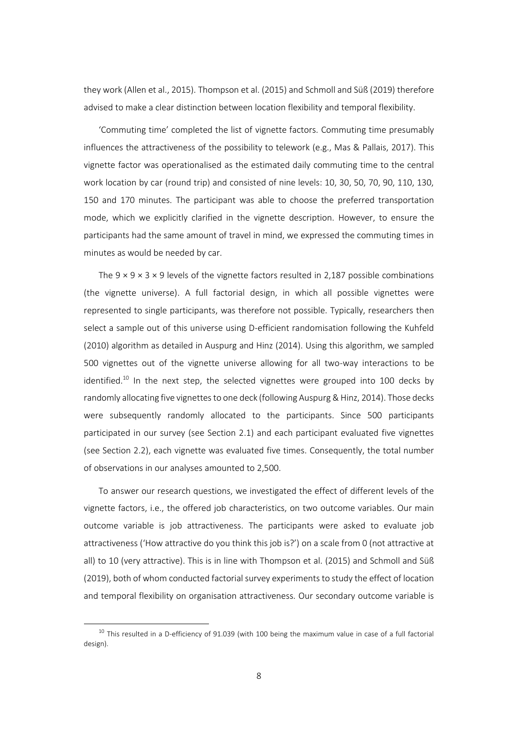they work (Allen et al., 2015). Thompson et al. (2015) and Schmoll and Süß (2019) therefore advised to make a clear distinction between location flexibility and temporal flexibility.

'Commuting time' completed the list of vignette factors. Commuting time presumably influences the attractiveness of the possibility to telework (e.g., Mas & Pallais, 2017). This vignette factor was operationalised as the estimated daily commuting time to the central work location by car (round trip) and consisted of nine levels: 10, 30, 50, 70, 90, 110, 130, 150 and 170 minutes. The participant was able to choose the preferred transportation mode, which we explicitly clarified in the vignette description. However, to ensure the participants had the same amount of travel in mind, we expressed the commuting times in minutes as would be needed by car.

The $9 \times 9 \times 3 \times 9$ levels of the vignette factors resulted in 2,187 possible combinations (the vignette universe). A full factorial design, in which all possible vignettes were represented to single participants, was therefore not possible. Typically, researchers then select a sample out of this universe using D-efficient randomisation following the Kuhfeld (2010) algorithm as detailed in Auspurg and Hinz (2014). Using this algorithm, we sampled 500 vignettes out of the vignette universe allowing for all two-way interactions to be identified.[10] In the next step, the selected vignettes were grouped into 100 decks by randomly allocating five vignettes to one deck (following Auspurg & Hinz, 2014). Those decks were subsequently randomly allocated to the participants. Since 500 participants participated in our survey (see Section 2.1) and each participant evaluated five vignettes (see Section 2.2), each vignette was evaluated five times. Consequently, the total number of observations in our analyses amounted to 2,500.

To answer our research questions, we investigated the effect of different levels of the vignette factors, i.e., the offered job characteristics, on two outcome variables. Our main outcome variable is job attractiveness. The participants were asked to evaluate job attractiveness ('How attractive do you think this job is?') on a scale from 0 (not attractive at all) to 10 (very attractive). This is in line with Thompson et al. (2015) and Schmoll and Süß (2019), both of whom conducted factorial survey experiments to study the effect of location and temporal flexibility on organisation attractiveness. Our secondary outcome variable is

[10] This resulted in a D-efficiency of 91.039 (with 100 being the maximum value in case of a full factorial design).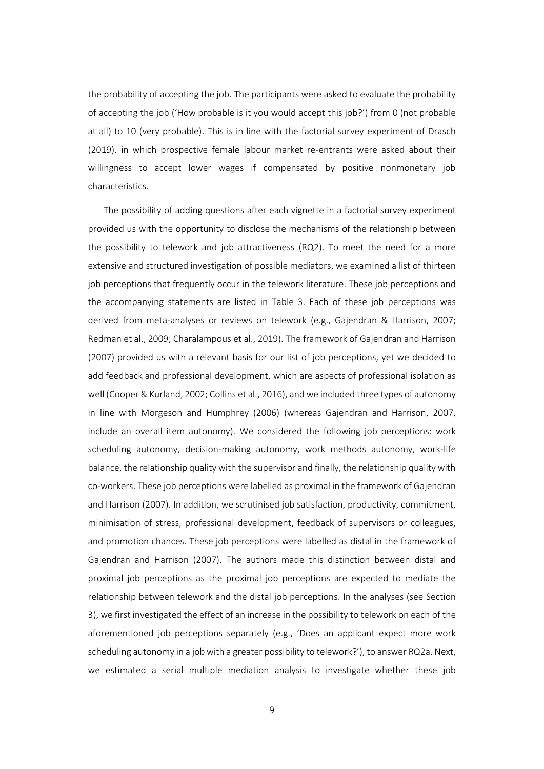the probability of accepting the job. The participants were asked to evaluate the probability of accepting the job ('How probable is it you would accept this job?') from 0 (not probable at all) to 10 (very probable). This is in line with the factorial survey experiment of Drasch (2019), in which prospective female labour market re-entrants were asked about their willingness to accept lower wages if compensated by positive nonmonetary job characteristics.

The possibility of adding questions after each vignette in a factorial survey experiment provided us with the opportunity to disclose the mechanisms of the relationship between the possibility to telework and job attractiveness (RQ2). To meet the need for a more extensive and structured investigation of possible mediators, we examined a list of thirteen job perceptions that frequently occur in the telework literature. These job perceptions and the accompanying statements are listed in Table 3. Each of these job perceptions was derived from meta-analyses or reviews on telework (e.g., Gajendran & Harrison, 2007; Redman et al., 2009; Charalampous et al., 2019). The framework of Gajendran and Harrison (2007) provided us with a relevant basis for our list of job perceptions, yet we decided to add feedback and professional development, which are aspects of professional isolation as well (Cooper & Kurland, 2002; Collins et al., 2016), and we included three types of autonomy in line with Morgeson and Humphrey (2006) (whereas Gajendran and Harrison, 2007, include an overall item autonomy). We considered the following job perceptions: work scheduling autonomy, decision-making autonomy, work methods autonomy, work-life balance, the relationship quality with the supervisor and finally, the relationship quality with co-workers. These job perceptions were labelled as proximal in the framework of Gajendran and Harrison (2007). In addition, we scrutinised job satisfaction, productivity, commitment, minimisation of stress, professional development, feedback of supervisors or colleagues, and promotion chances. These job perceptions were labelled as distal in the framework of Gajendran and Harrison (2007). The authors made this distinction between distal and proximal job perceptions as the proximal job perceptions are expected to mediate the relationship between telework and the distal job perceptions. In the analyses (see Section 3), we first investigated the effect of an increase in the possibility to telework on each of the aforementioned job perceptions separately (e.g., 'Does an applicant expect more work scheduling autonomy in a job with a greater possibility to telework?'), to answer RQ2a. Next, we estimated a serial multiple mediation analysis to investigate whether these job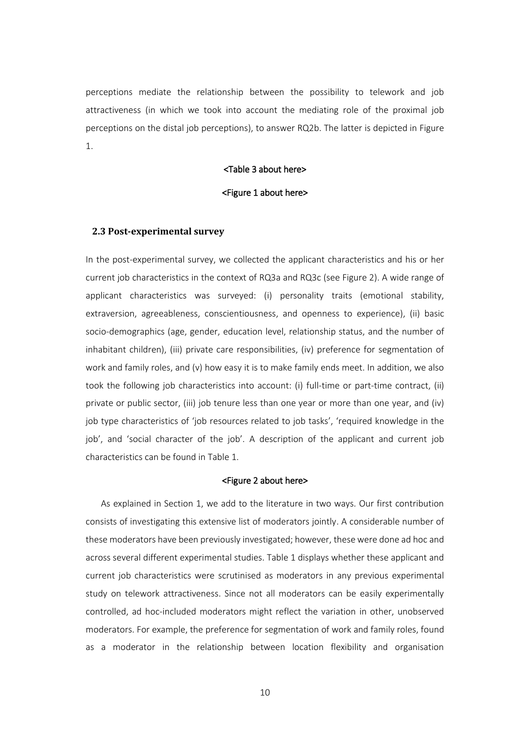perceptions mediate the relationship between the possibility to telework and job attractiveness (in which we took into account the mediating role of the proximal job perceptions on the distal job perceptions), to answer RQ2b. The latter is depicted in Figure 1.

<Table 3 about here>

<Figure 1 about here>

### 2.3 Post-experimental survey

In the post-experimental survey, we collected the applicant characteristics and his or her current job characteristics in the context of RQ3a and RQ3c (see Figure 2). A wide range of applicant characteristics was surveyed: (i) personality traits (emotional stability, extraversion, agreeableness, conscientiousness, and openness to experience), (ii) basic socio-demographics (age, gender, education level, relationship status, and the number of inhabitant children), (iii) private care responsibilities, (iv) preference for segmentation of work and family roles, and (v) how easy it is to make family ends meet. In addition, we also took the following job characteristics into account: (i) full-time or part-time contract, (ii) private or public sector, (iii) job tenure less than one year or more than one year, and (iv) job type characteristics of 'job resources related to job tasks', 'required knowledge in the job', and 'social character of the job'. A description of the applicant and current job characteristics can be found in Table 1.

<Figure 2 about here>

As explained in Section 1, we add to the literature in two ways. Our first contribution consists of investigating this extensive list of moderators jointly. A considerable number of these moderators have been previously investigated; however, these were done ad hoc and across several different experimental studies. Table 1 displays whether these applicant and current job characteristics were scrutinised as moderators in any previous experimental study on telework attractiveness. Since not all moderators can be easily experimentally controlled, ad hoc-included moderators might reflect the variation in other, unobserved moderators. For example, the preference for segmentation of work and family roles, found as a moderator in the relationship between location flexibility and organisation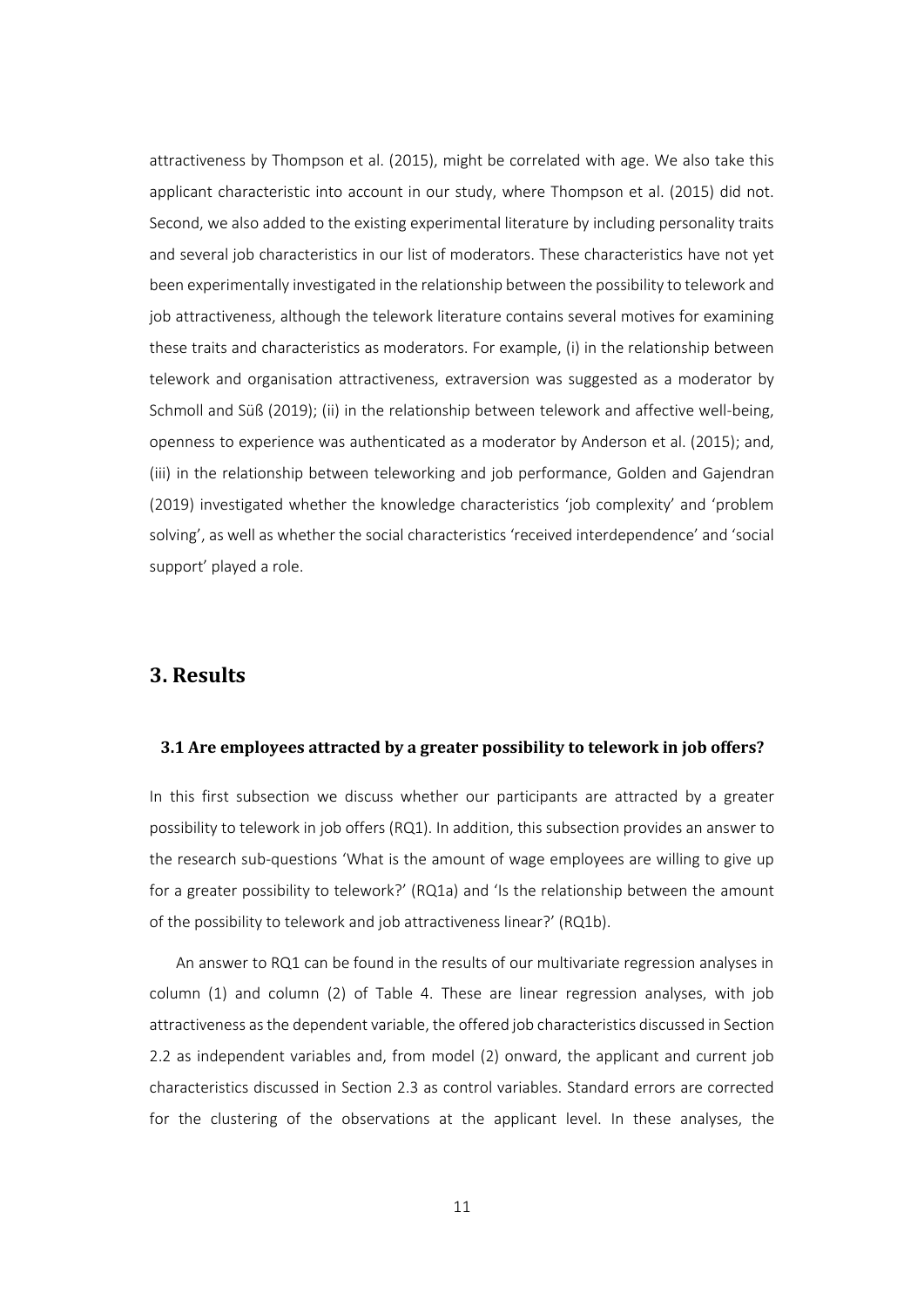attractiveness by Thompson et al. (2015), might be correlated with age. We also take this applicant characteristic into account in our study, where Thompson et al. (2015) did not. Second, we also added to the existing experimental literature by including personality traits and several job characteristics in our list of moderators. These characteristics have not yet been experimentally investigated in the relationship between the possibility to telework and job attractiveness, although the telework literature contains several motives for examining these traits and characteristics as moderators. For example, (i) in the relationship between telework and organisation attractiveness, extraversion was suggested as a moderator by Schmoll and Süß (2019); (ii) in the relationship between telework and affective well-being, openness to experience was authenticated as a moderator by Anderson et al. (2015); and, (iii) in the relationship between teleworking and job performance, Golden and Gajendran (2019) investigated whether the knowledge characteristics 'job complexity' and 'problem solving', as well as whether the social characteristics 'received interdependence' and 'social support' played a role.

# 3. Results

## 3.1 Are employees attracted by a greater possibility to telework in job offers?

In this first subsection we discuss whether our participants are attracted by a greater possibility to telework in job offers (RQ1). In addition, this subsection provides an answer to the research sub-questions 'What is the amount of wage employees are willing to give up for a greater possibility to telework?' (RQ1a) and 'Is the relationship between the amount of the possibility to telework and job attractiveness linear?' (RQ1b).

An answer to RQ1 can be found in the results of our multivariate regression analyses in column (1) and column (2) of Table 4. These are linear regression analyses, with job attractiveness as the dependent variable, the offered job characteristics discussed in Section 2.2 as independent variables and, from model (2) onward, the applicant and current job characteristics discussed in Section 2.3 as control variables. Standard errors are corrected for the clustering of the observations at the applicant level. In these analyses, the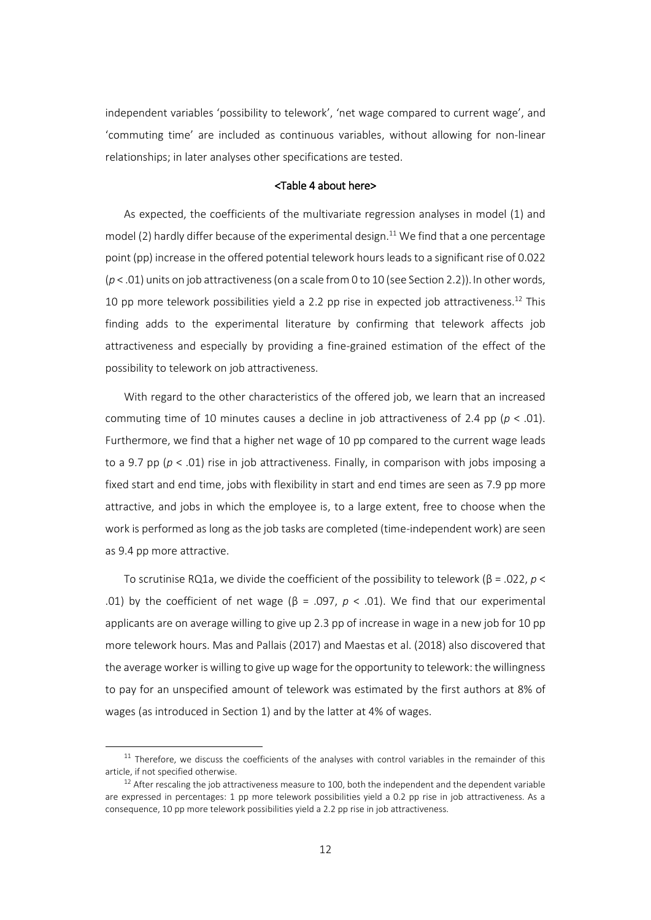independent variables 'possibility to telework', 'net wage compared to current wage', and 'commuting time' are included as continuous variables, without allowing for non-linear relationships; in later analyses other specifications are tested.

<Table 4 about here>

As expected, the coefficients of the multivariate regression analyses in model (1) and model (2) hardly differ because of the experimental design.[11] We find that a one percentage point (pp) increase in the offered potential telework hours leads to a significant rise of 0.022 ($p < .01$) units on job attractiveness (on a scale from 0 to 10 (see Section 2.2)). In other words, 10 pp more telework possibilities yield a 2.2 pp rise in expected job attractiveness.[12] This finding adds to the experimental literature by confirming that telework affects job attractiveness and especially by providing a fine-grained estimation of the effect of the possibility to telework on job attractiveness.

With regard to the other characteristics of the offered job, we learn that an increased commuting time of 10 minutes causes a decline in job attractiveness of 2.4 pp ($p < .01$). Furthermore, we find that a higher net wage of 10 pp compared to the current wage leads to a 9.7 pp ($p < .01$) rise in job attractiveness. Finally, in comparison with jobs imposing a fixed start and end time, jobs with flexibility in start and end times are seen as 7.9 pp more attractive, and jobs in which the employee is, to a large extent, free to choose when the work is performed as long as the job tasks are completed (time-independent work) are seen as 9.4 pp more attractive.

To scrutinise RQ1a, we divide the coefficient of the possibility to telework ($\beta = .022$, $p < .01$) by the coefficient of net wage ($\beta = .097$, $p < .01$). We find that our experimental applicants are on average willing to give up 2.3 pp of increase in wage in a new job for 10 pp more telework hours. Mas and Pallais (2017) and Maestas et al. (2018) also discovered that the average worker is willing to give up wage for the opportunity to telework: the willingness to pay for an unspecified amount of telework was estimated by the first authors at 8% of wages (as introduced in Section 1) and by the latter at 4% of wages.

[11] Therefore, we discuss the coefficients of the analyses with control variables in the remainder of this article, if not specified otherwise.

[12] After rescaling the job attractiveness measure to 100, both the independent and the dependent variable are expressed in percentages: 1 pp more telework possibilities yield a 0.2 pp rise in job attractiveness. As a consequence, 10 pp more telework possibilities yield a 2.2 pp rise in job attractiveness.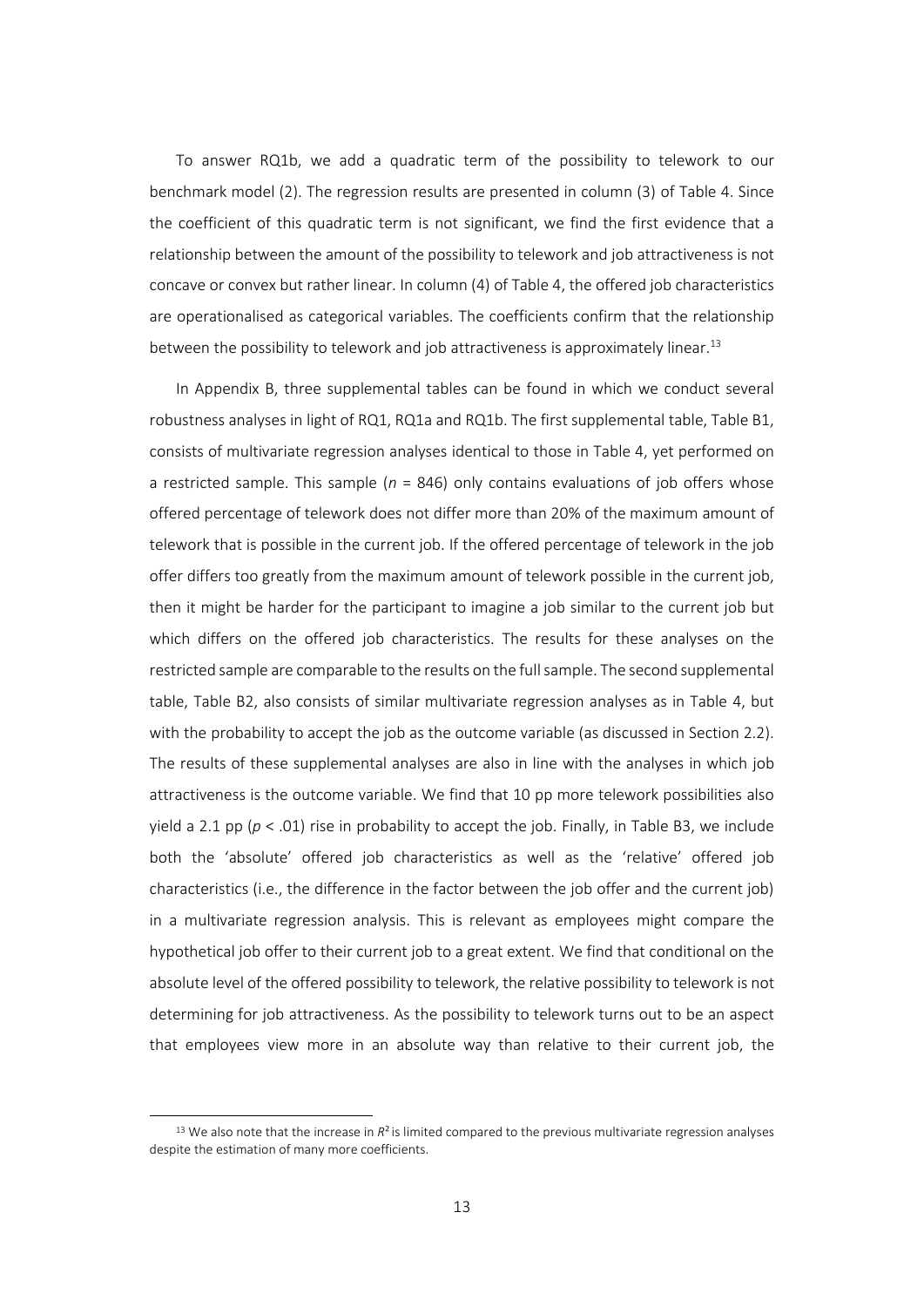To answer RQ1b, we add a quadratic term of the possibility to telework to our benchmark model (2). The regression results are presented in column (3) of Table 4. Since the coefficient of this quadratic term is not significant, we find the first evidence that a relationship between the amount of the possibility to telework and job attractiveness is not concave or convex but rather linear. In column (4) of Table 4, the offered job characteristics are operationalised as categorical variables. The coefficients confirm that the relationship between the possibility to telework and job attractiveness is approximately linear.[13]

In Appendix B, three supplemental tables can be found in which we conduct several robustness analyses in light of RQ1, RQ1a and RQ1b. The first supplemental table, Table B1, consists of multivariate regression analyses identical to those in Table 4, yet performed on a restricted sample. This sample ($n$ = 846) only contains evaluations of job offers whose offered percentage of telework does not differ more than 20% of the maximum amount of telework that is possible in the current job. If the offered percentage of telework in the job offer differs too greatly from the maximum amount of telework possible in the current job, then it might be harder for the participant to imagine a job similar to the current job but which differs on the offered job characteristics. The results for these analyses on the restricted sample are comparable to the results on the full sample. The second supplemental table, Table B2, also consists of similar multivariate regression analyses as in Table 4, but with the probability to accept the job as the outcome variable (as discussed in Section 2.2). The results of these supplemental analyses are also in line with the analyses in which job attractiveness is the outcome variable. We find that 10 pp more telework possibilities also yield a 2.1 pp ($p < .01$) rise in probability to accept the job. Finally, in Table B3, we include both the 'absolute' offered job characteristics as well as the 'relative' offered job characteristics (i.e., the difference in the factor between the job offer and the current job) in a multivariate regression analysis. This is relevant as employees might compare the hypothetical job offer to their current job to a great extent. We find that conditional on the absolute level of the offered possibility to telework, the relative possibility to telework is not determining for job attractiveness. As the possibility to telework turns out to be an aspect that employees view more in an absolute way than relative to their current job, the

[13] We also note that the increase in $R^2$ is limited compared to the previous multivariate regression analyses despite the estimation of many more coefficients.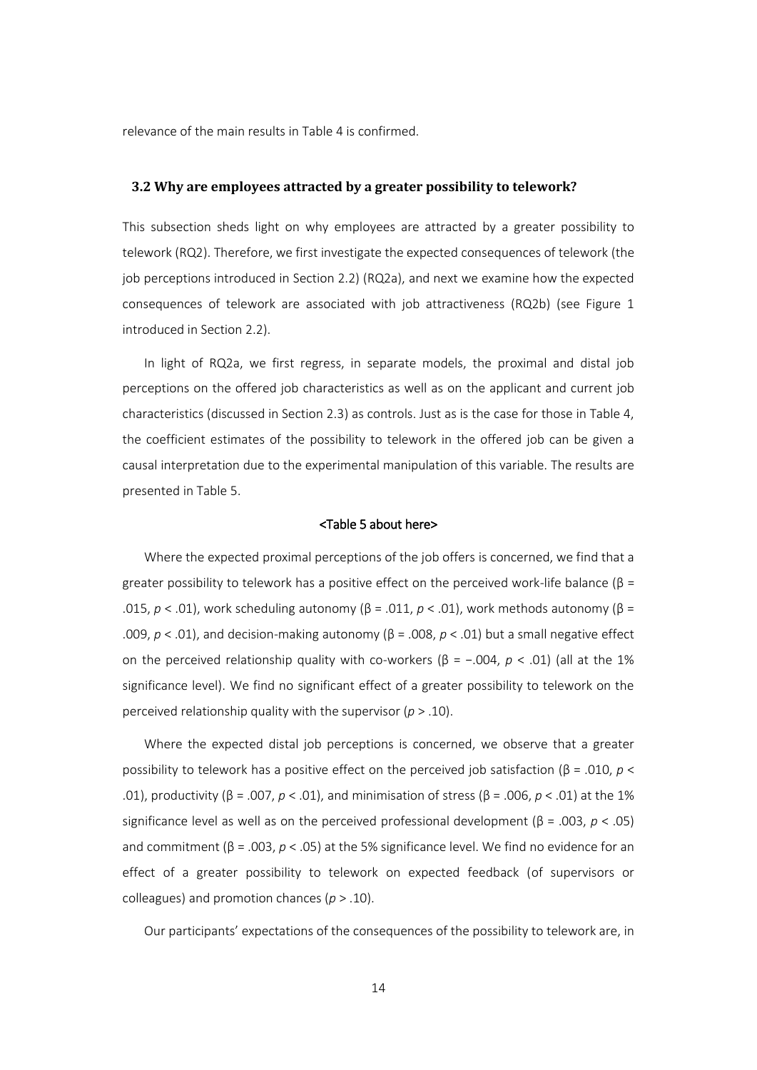relevance of the main results in Table 4 is confirmed.

### 3.2 Why are employees attracted by a greater possibility to telework?

This subsection sheds light on why employees are attracted by a greater possibility to telework (RQ2). Therefore, we first investigate the expected consequences of telework (the job perceptions introduced in Section 2.2) (RQ2a), and next we examine how the expected consequences of telework are associated with job attractiveness (RQ2b) (see Figure 1 introduced in Section 2.2).

In light of RQ2a, we first regress, in separate models, the proximal and distal job perceptions on the offered job characteristics as well as on the applicant and current job characteristics (discussed in Section 2.3) as controls. Just as is the case for those in Table 4, the coefficient estimates of the possibility to telework in the offered job can be given a causal interpretation due to the experimental manipulation of this variable. The results are presented in Table 5.

<Table 5 about here>

Where the expected proximal perceptions of the job offers is concerned, we find that a greater possibility to telework has a positive effect on the perceived work-life balance ($\beta$ = .015, $p < .01$), work scheduling autonomy ($\beta$ = .011, $p < .01$), work methods autonomy ($\beta$ = .009, $p < .01$), and decision-making autonomy ($\beta$ = .008, $p < .01$) but a small negative effect on the perceived relationship quality with co-workers ($\beta = -.004$, $p < .01$) (all at the 1% significance level). We find no significant effect of a greater possibility to telework on the perceived relationship quality with the supervisor ($p > .10$).

Where the expected distal job perceptions is concerned, we observe that a greater possibility to telework has a positive effect on the perceived job satisfaction ($\beta$ = .010, $p < .01$), productivity ($\beta$ = .007, $p < .01$), and minimisation of stress ($\beta$ = .006, $p < .01$) at the 1% significance level as well as on the perceived professional development ($\beta$ = .003, $p < .05$) and commitment ($\beta$ = .003, $p < .05$) at the 5% significance level. We find no evidence for an effect of a greater possibility to telework on expected feedback (of supervisors or colleagues) and promotion chances ($p > .10$).

Our participants' expectations of the consequences of the possibility to telework are, in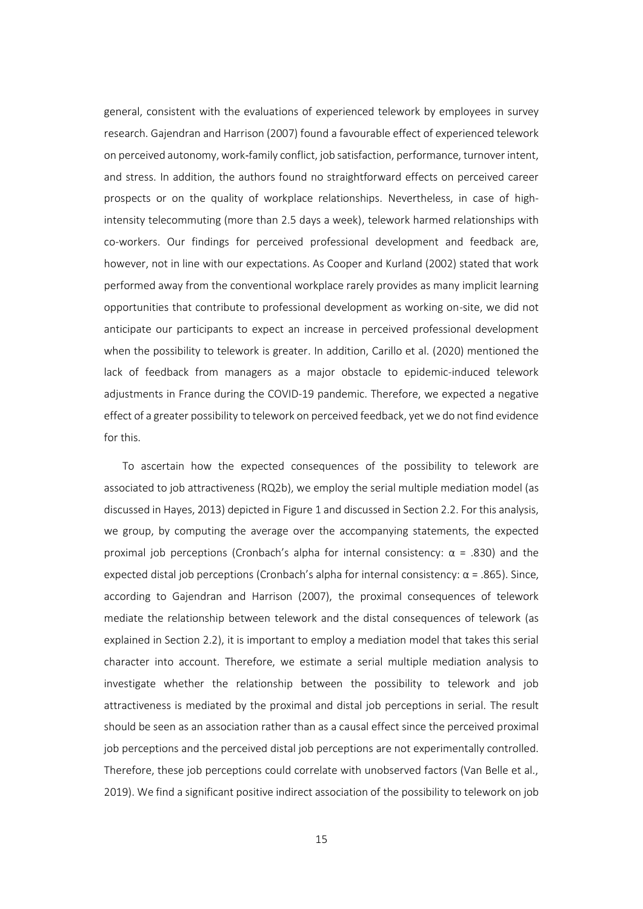general, consistent with the evaluations of experienced telework by employees in survey research. Gajendran and Harrison (2007) found a favourable effect of experienced telework on perceived autonomy, work-family conflict, job satisfaction, performance, turnover intent, and stress. In addition, the authors found no straightforward effects on perceived career prospects or on the quality of workplace relationships. Nevertheless, in case of high-intensity telecommuting (more than 2.5 days a week), telework harmed relationships with co-workers. Our findings for perceived professional development and feedback are, however, not in line with our expectations. As Cooper and Kurland (2002) stated that work performed away from the conventional workplace rarely provides as many implicit learning opportunities that contribute to professional development as working on-site, we did not anticipate our participants to expect an increase in perceived professional development when the possibility to telework is greater. In addition, Carillo et al. (2020) mentioned the lack of feedback from managers as a major obstacle to epidemic-induced telework adjustments in France during the COVID-19 pandemic. Therefore, we expected a negative effect of a greater possibility to telework on perceived feedback, yet we do not find evidence for this.

To ascertain how the expected consequences of the possibility to telework are associated to job attractiveness (RQ2b), we employ the serial multiple mediation model (as discussed in Hayes, 2013) depicted in Figure 1 and discussed in Section 2.2. For this analysis, we group, by computing the average over the accompanying statements, the expected proximal job perceptions (Cronbach's alpha for internal consistency: $\alpha$ = .830) and the expected distal job perceptions (Cronbach's alpha for internal consistency: $\alpha$ = .865). Since, according to Gajendran and Harrison (2007), the proximal consequences of telework mediate the relationship between telework and the distal consequences of telework (as explained in Section 2.2), it is important to employ a mediation model that takes this serial character into account. Therefore, we estimate a serial multiple mediation analysis to investigate whether the relationship between the possibility to telework and job attractiveness is mediated by the proximal and distal job perceptions in serial. The result should be seen as an association rather than as a causal effect since the perceived proximal job perceptions and the perceived distal job perceptions are not experimentally controlled. Therefore, these job perceptions could correlate with unobserved factors (Van Belle et al., 2019). We find a significant positive indirect association of the possibility to telework on job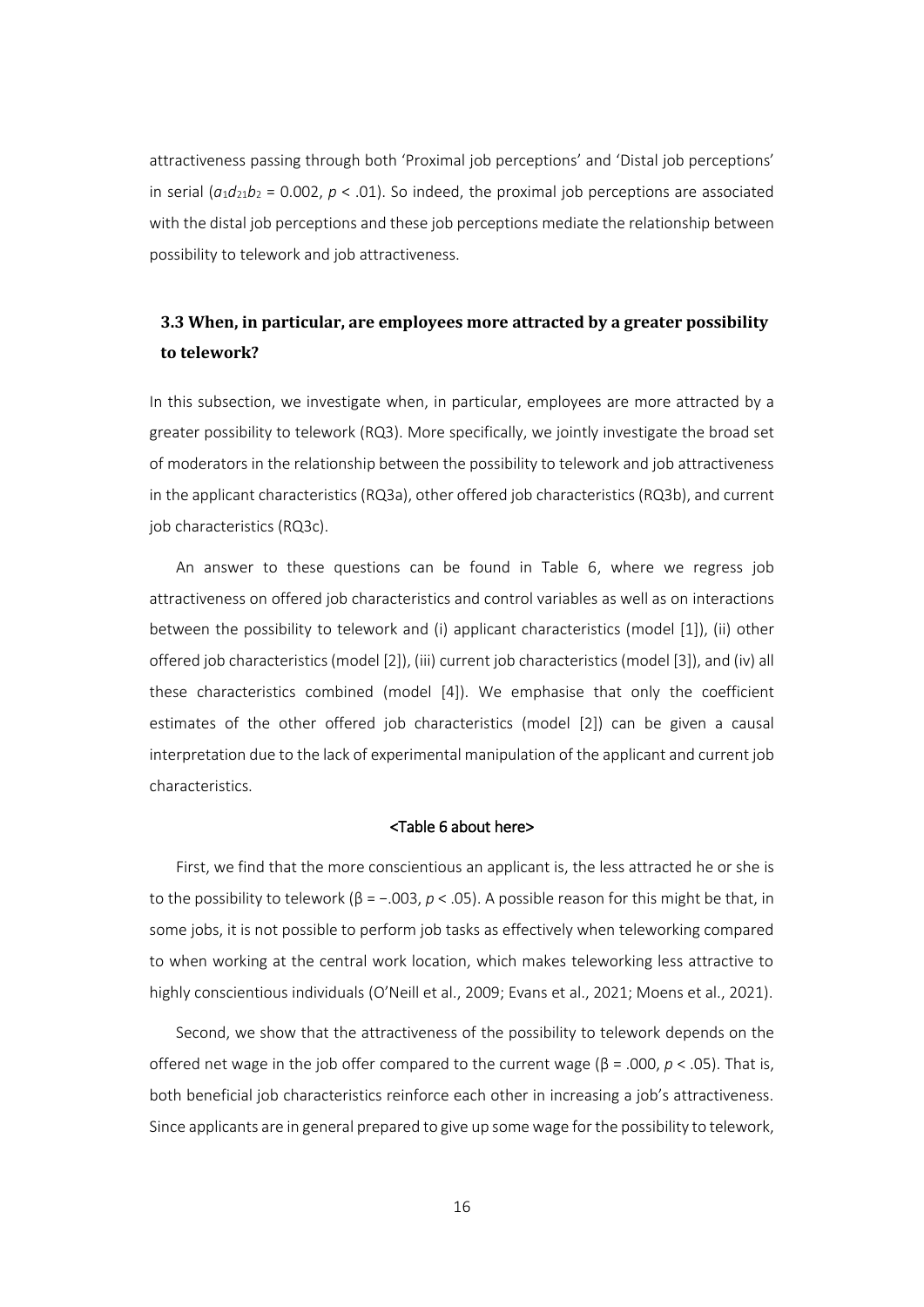attractiveness passing through both 'Proximal job perceptions' and 'Distal job perceptions' in serial ($a_1d_{21}b_2$ = 0.002, $p < .01$). So indeed, the proximal job perceptions are associated with the distal job perceptions and these job perceptions mediate the relationship between possibility to telework and job attractiveness.

### 3.3 When, in particular, are employees more attracted by a greater possibility to telework?

In this subsection, we investigate when, in particular, employees are more attracted by a greater possibility to telework (RQ3). More specifically, we jointly investigate the broad set of moderators in the relationship between the possibility to telework and job attractiveness in the applicant characteristics (RQ3a), other offered job characteristics (RQ3b), and current job characteristics (RQ3c).

An answer to these questions can be found in Table 6, where we regress job attractiveness on offered job characteristics and control variables as well as on interactions between the possibility to telework and (i) applicant characteristics (model [1]), (ii) other offered job characteristics (model [2]), (iii) current job characteristics (model [3]), and (iv) all these characteristics combined (model [4]). We emphasise that only the coefficient estimates of the other offered job characteristics (model [2]) can be given a causal interpretation due to the lack of experimental manipulation of the applicant and current job characteristics.

<Table 6 about here>

First, we find that the more conscientious an applicant is, the less attracted he or she is to the possibility to telework ($\beta = -.003$, $p < .05$). A possible reason for this might be that, in some jobs, it is not possible to perform job tasks as effectively when teleworking compared to when working at the central work location, which makes teleworking less attractive to highly conscientious individuals (O'Neill et al., 2009; Evans et al., 2021; Moens et al., 2021).

Second, we show that the attractiveness of the possibility to telework depends on the offered net wage in the job offer compared to the current wage ($\beta = .000$, $p < .05$). That is, both beneficial job characteristics reinforce each other in increasing a job's attractiveness. Since applicants are in general prepared to give up some wage for the possibility to telework,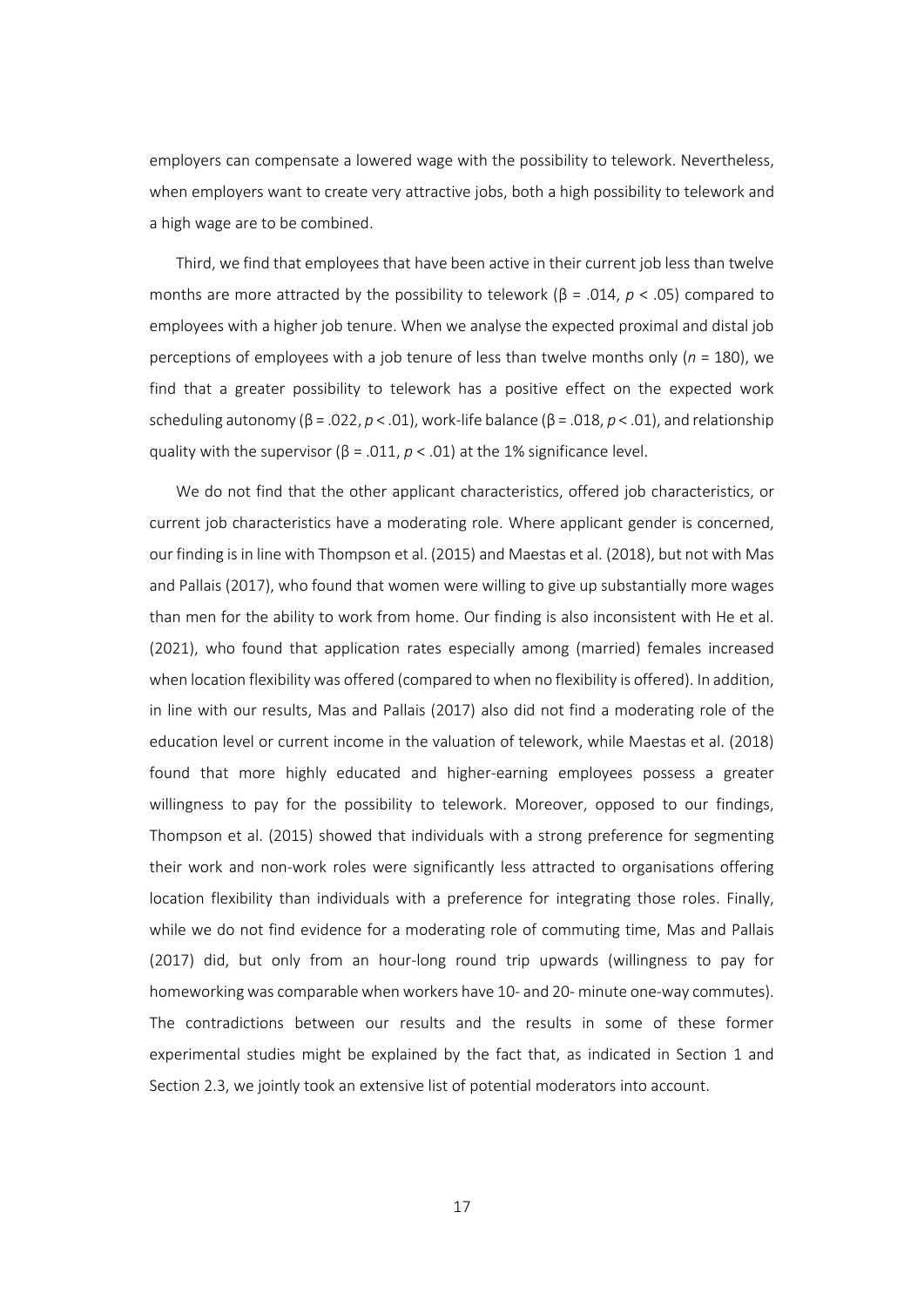employers can compensate a lowered wage with the possibility to telework. Nevertheless, when employers want to create very attractive jobs, both a high possibility to telework and a high wage are to be combined.

Third, we find that employees that have been active in their current job less than twelve months are more attracted by the possibility to telework ($\beta$ = .014, $p < .05$) compared to employees with a higher job tenure. When we analyse the expected proximal and distal job perceptions of employees with a job tenure of less than twelve months only ($n$ = 180), we find that a greater possibility to telework has a positive effect on the expected work scheduling autonomy ($\beta$ = .022, $p < .01$), work-life balance ($\beta$ = .018, $p < .01$), and relationship quality with the supervisor ($\beta$ = .011, $p < .01$) at the 1% significance level.

We do not find that the other applicant characteristics, offered job characteristics, or current job characteristics have a moderating role. Where applicant gender is concerned, our finding is in line with Thompson et al. (2015) and Maestas et al. (2018), but not with Mas and Pallais (2017), who found that women were willing to give up substantially more wages than men for the ability to work from home. Our finding is also inconsistent with He et al. (2021), who found that application rates especially among (married) females increased when location flexibility was offered (compared to when no flexibility is offered). In addition, in line with our results, Mas and Pallais (2017) also did not find a moderating role of the education level or current income in the valuation of telework, while Maestas et al. (2018) found that more highly educated and higher-earning employees possess a greater willingness to pay for the possibility to telework. Moreover, opposed to our findings, Thompson et al. (2015) showed that individuals with a strong preference for segmenting their work and non-work roles were significantly less attracted to organisations offering location flexibility than individuals with a preference for integrating those roles. Finally, while we do not find evidence for a moderating role of commuting time, Mas and Pallais (2017) did, but only from an hour-long round trip upwards (willingness to pay for homeworking was comparable when workers have 10- and 20- minute one-way commutes). The contradictions between our results and the results in some of these former experimental studies might be explained by the fact that, as indicated in Section 1 and Section 2.3, we jointly took an extensive list of potential moderators into account.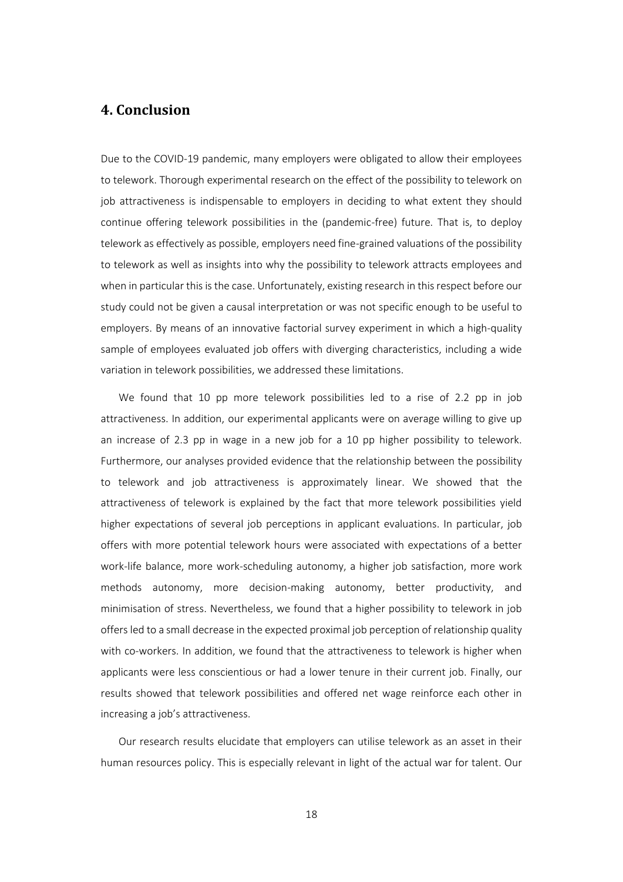## 4. Conclusion

Due to the COVID-19 pandemic, many employers were obligated to allow their employees to telework. Thorough experimental research on the effect of the possibility to telework on job attractiveness is indispensable to employers in deciding to what extent they should continue offering telework possibilities in the (pandemic-free) future. That is, to deploy telework as effectively as possible, employers need fine-grained valuations of the possibility to telework as well as insights into why the possibility to telework attracts employees and when in particular this is the case. Unfortunately, existing research in this respect before our study could not be given a causal interpretation or was not specific enough to be useful to employers. By means of an innovative factorial survey experiment in which a high-quality sample of employees evaluated job offers with diverging characteristics, including a wide variation in telework possibilities, we addressed these limitations.

We found that 10 pp more telework possibilities led to a rise of 2.2 pp in job attractiveness. In addition, our experimental applicants were on average willing to give up an increase of 2.3 pp in wage in a new job for a 10 pp higher possibility to telework. Furthermore, our analyses provided evidence that the relationship between the possibility to telework and job attractiveness is approximately linear. We showed that the attractiveness of telework is explained by the fact that more telework possibilities yield higher expectations of several job perceptions in applicant evaluations. In particular, job offers with more potential telework hours were associated with expectations of a better work-life balance, more work-scheduling autonomy, a higher job satisfaction, more work methods autonomy, more decision-making autonomy, better productivity, and minimisation of stress. Nevertheless, we found that a higher possibility to telework in job offers led to a small decrease in the expected proximal job perception of relationship quality with co-workers. In addition, we found that the attractiveness to telework is higher when applicants were less conscientious or had a lower tenure in their current job. Finally, our results showed that telework possibilities and offered net wage reinforce each other in increasing a job's attractiveness.

Our research results elucidate that employers can utilise telework as an asset in their human resources policy. This is especially relevant in light of the actual war for talent. Our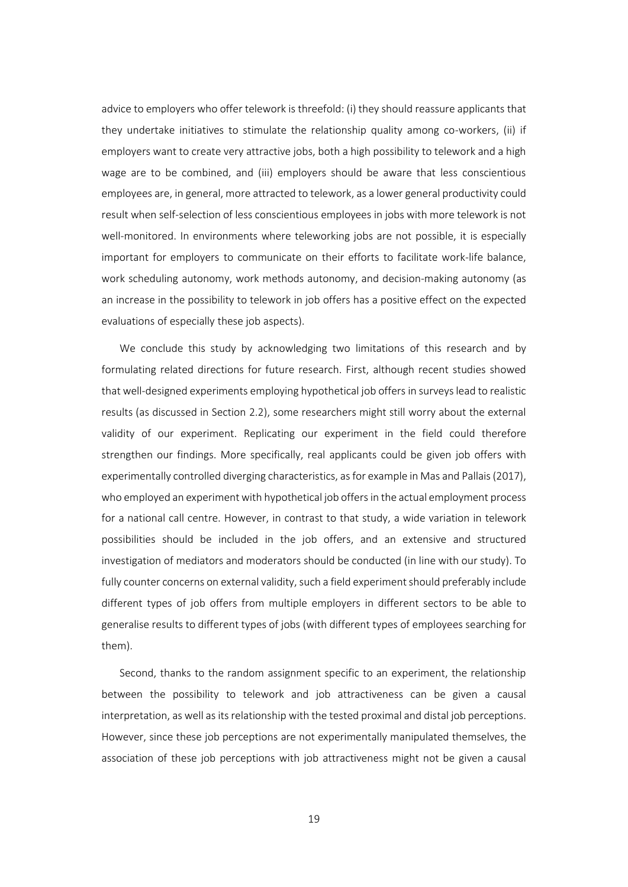advice to employers who offer telework is threefold: (i) they should reassure applicants that they undertake initiatives to stimulate the relationship quality among co-workers, (ii) if employers want to create very attractive jobs, both a high possibility to telework and a high wage are to be combined, and (iii) employers should be aware that less conscientious employees are, in general, more attracted to telework, as a lower general productivity could result when self-selection of less conscientious employees in jobs with more telework is not well-monitored. In environments where teleworking jobs are not possible, it is especially important for employers to communicate on their efforts to facilitate work-life balance, work scheduling autonomy, work methods autonomy, and decision-making autonomy (as an increase in the possibility to telework in job offers has a positive effect on the expected evaluations of especially these job aspects).

We conclude this study by acknowledging two limitations of this research and by formulating related directions for future research. First, although recent studies showed that well-designed experiments employing hypothetical job offers in surveys lead to realistic results (as discussed in Section 2.2), some researchers might still worry about the external validity of our experiment. Replicating our experiment in the field could therefore strengthen our findings. More specifically, real applicants could be given job offers with experimentally controlled diverging characteristics, as for example in Mas and Pallais (2017), who employed an experiment with hypothetical job offers in the actual employment process for a national call centre. However, in contrast to that study, a wide variation in telework possibilities should be included in the job offers, and an extensive and structured investigation of mediators and moderators should be conducted (in line with our study). To fully counter concerns on external validity, such a field experiment should preferably include different types of job offers from multiple employers in different sectors to be able to generalise results to different types of jobs (with different types of employees searching for them).

Second, thanks to the random assignment specific to an experiment, the relationship between the possibility to telework and job attractiveness can be given a causal interpretation, as well as its relationship with the tested proximal and distal job perceptions. However, since these job perceptions are not experimentally manipulated themselves, the association of these job perceptions with job attractiveness might not be given a causal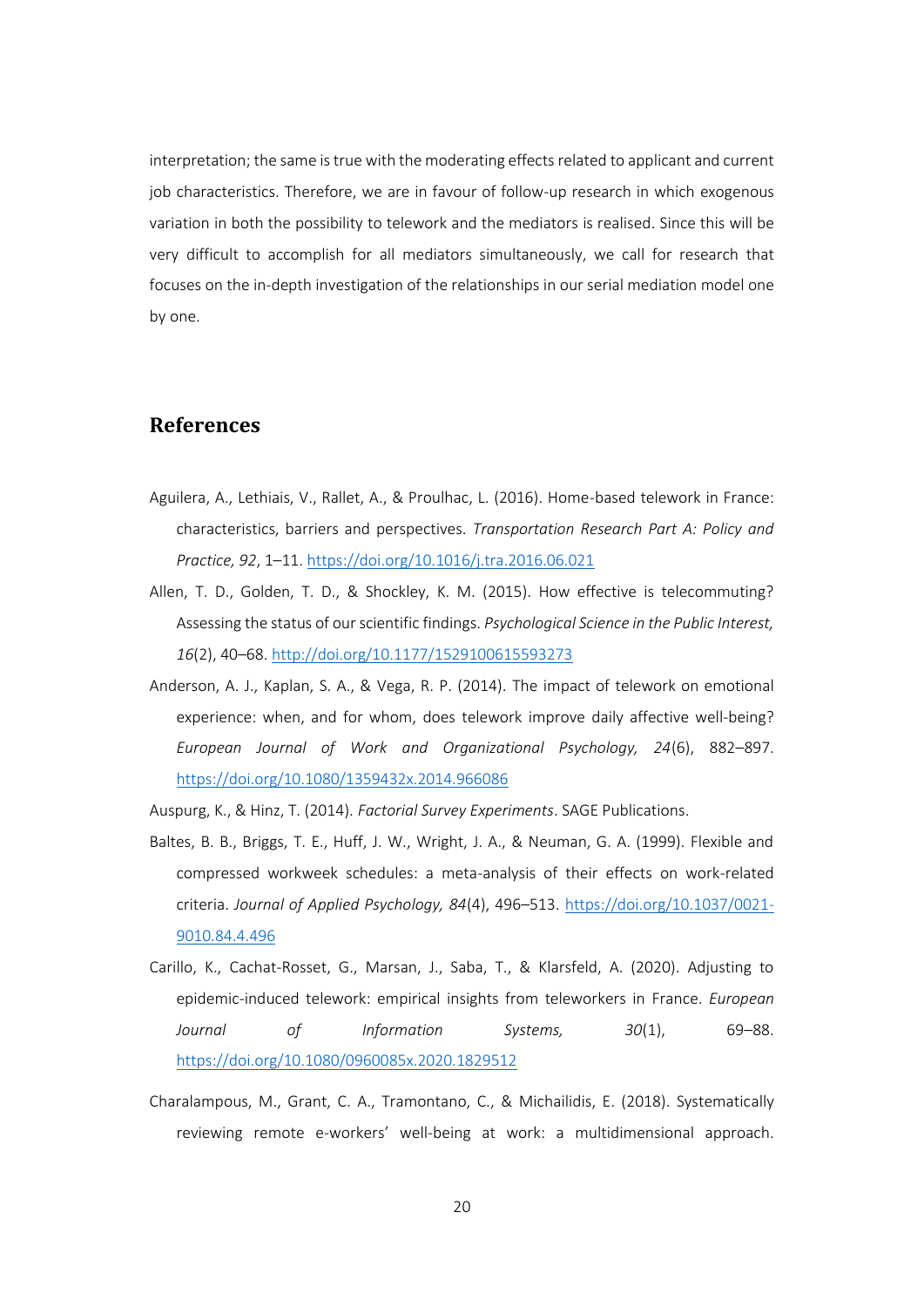interpretation; the same is true with the moderating effects related to applicant and current job characteristics. Therefore, we are in favour of follow-up research in which exogenous variation in both the possibility to telework and the mediators is realised. Since this will be very difficult to accomplish for all mediators simultaneously, we call for research that focuses on the in-depth investigation of the relationships in our serial mediation model one by one.

## References

Aguilera, A., Lethiais, V., Rallet, A., & Proulhac, L. (2016). Home-based telework in France: characteristics, barriers and perspectives. *Transportation Research Part A: Policy and Practice, 92*, 1–11. https://doi.org/10.1016/j.tra.2016.06.021

Allen, T. D., Golden, T. D., & Shockley, K. M. (2015). How effective is telecommuting? Assessing the status of our scientific findings. *Psychological Science in the Public Interest, 16*(2), 40–68. http://doi.org/10.1177/1529100615593273

Anderson, A. J., Kaplan, S. A., & Vega, R. P. (2014). The impact of telework on emotional experience: when, and for whom, does telework improve daily affective well-being? *European Journal of Work and Organizational Psychology, 24*(6), 882–897. https://doi.org/10.1080/1359432x.2014.966086

Auspurg, K., & Hinz, T. (2014). *Factorial Survey Experiments*. SAGE Publications.

Baltes, B. B., Briggs, T. E., Huff, J. W., Wright, J. A., & Neuman, G. A. (1999). Flexible and compressed workweek schedules: a meta-analysis of their effects on work-related criteria. *Journal of Applied Psychology, 84*(4), 496–513. https://doi.org/10.1037/0021-9010.84.4.496

Carillo, K., Cachat-Rosset, G., Marsan, J., Saba, T., & Klarsfeld, A. (2020). Adjusting to epidemic-induced telework: empirical insights from teleworkers in France. *European Journal of Information Systems, 30*(1), 69–88. https://doi.org/10.1080/0960085x.2020.1829512

Charalampous, M., Grant, C. A., Tramontano, C., & Michailidis, E. (2018). Systematically reviewing remote e-workers' well-being at work: a multidimensional approach.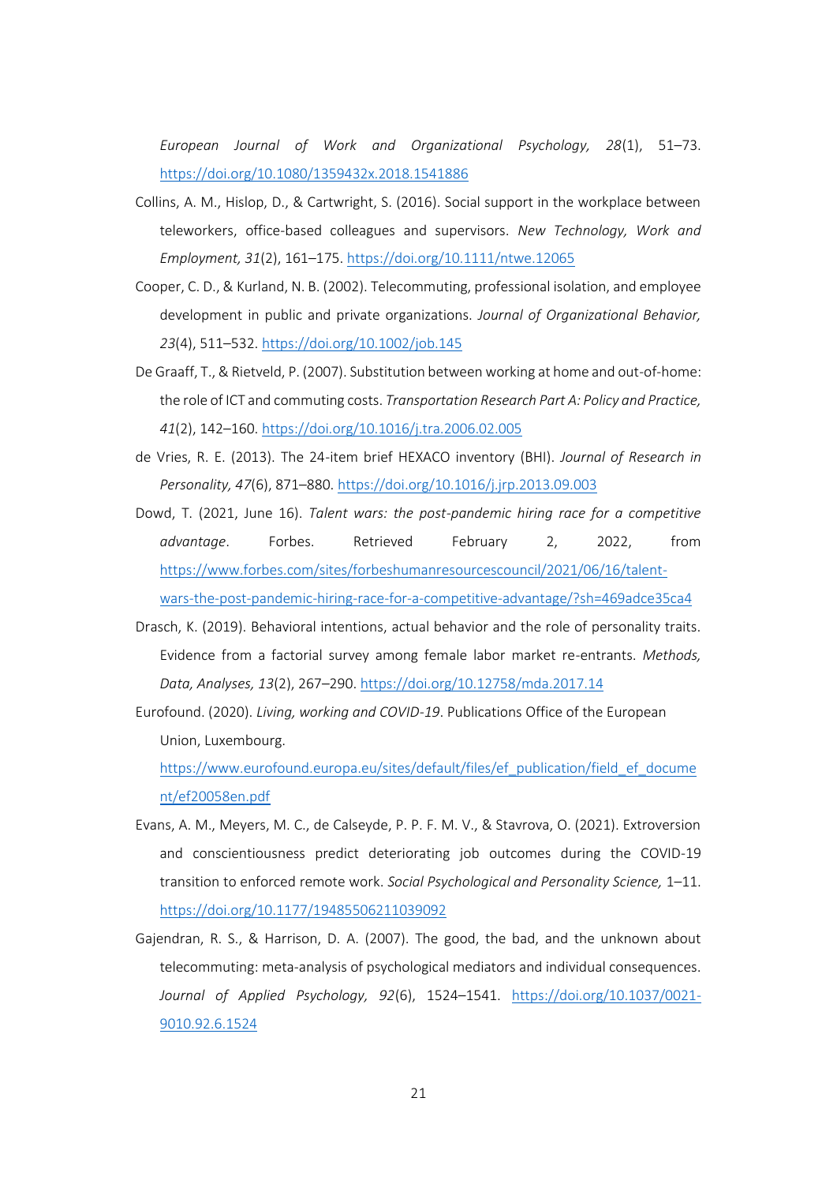*European Journal of Work and Organizational Psychology, 28*(1), 51–73. https://doi.org/10.1080/1359432x.2018.1541886

Collins, A. M., Hislop, D., & Cartwright, S. (2016). Social support in the workplace between teleworkers, office-based colleagues and supervisors. *New Technology, Work and Employment, 31*(2), 161–175. https://doi.org/10.1111/ntwe.12065

Cooper, C. D., & Kurland, N. B. (2002). Telecommuting, professional isolation, and employee development in public and private organizations. *Journal of Organizational Behavior, 23*(4), 511–532. https://doi.org/10.1002/job.145

De Graaff, T., & Rietveld, P. (2007). Substitution between working at home and out-of-home: the role of ICT and commuting costs. *Transportation Research Part A: Policy and Practice, 41*(2), 142–160. https://doi.org/10.1016/j.tra.2006.02.005

de Vries, R. E. (2013). The 24-item brief HEXACO inventory (BHI). *Journal of Research in Personality, 47*(6), 871–880. https://doi.org/10.1016/j.jrp.2013.09.003

Dowd, T. (2021, June 16). *Talent wars: the post-pandemic hiring race for a competitive advantage*. Forbes. Retrieved February 2, 2022, from https://www.forbes.com/sites/forbeshumanresourcescouncil/2021/06/16/talent-wars-the-post-pandemic-hiring-race-for-a-competitive-advantage/?sh=469adce35ca4

Drasch, K. (2019). Behavioral intentions, actual behavior and the role of personality traits. Evidence from a factorial survey among female labor market re-entrants. *Methods, Data, Analyses, 13*(2), 267–290. https://doi.org/10.12758/mda.2017.14

Eurofound. (2020). *Living, working and COVID-19*. Publications Office of the European Union, Luxembourg. https://www.eurofound.europa.eu/sites/default/files/ef_publication/field_ef_document/ef20058en.pdf

Evans, A. M., Meyers, M. C., de Calseyde, P. P. F. M. V., & Stavrova, O. (2021). Extroversion and conscientiousness predict deteriorating job outcomes during the COVID-19 transition to enforced remote work. *Social Psychological and Personality Science,* 1–11. https://doi.org/10.1177/19485506211039092

Gajendran, R. S., & Harrison, D. A. (2007). The good, the bad, and the unknown about telecommuting: meta-analysis of psychological mediators and individual consequences. *Journal of Applied Psychology, 92*(6), 1524–1541. https://doi.org/10.1037/0021-9010.92.6.1524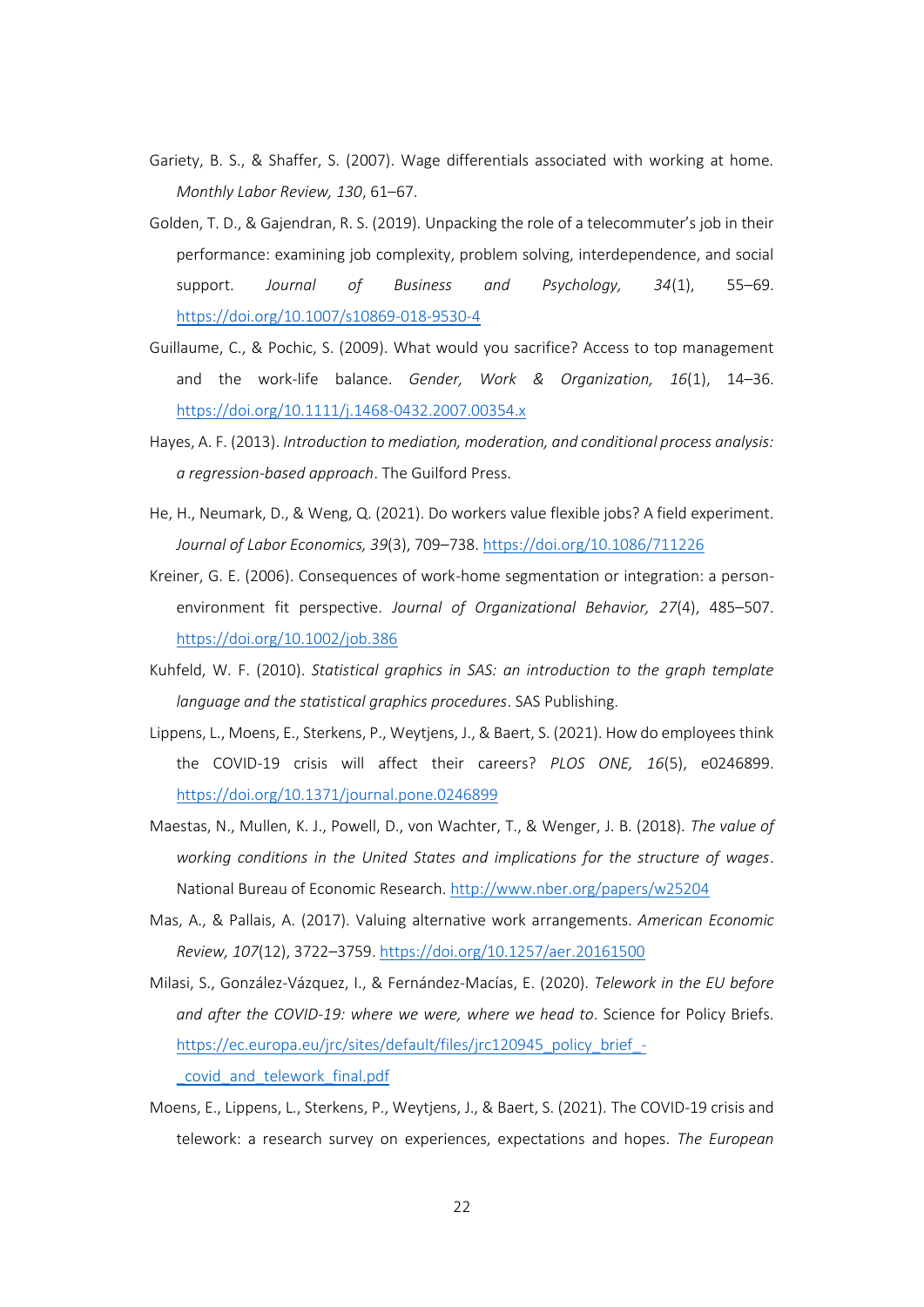Gariety, B. S., & Shaffer, S. (2007). Wage differentials associated with working at home. *Monthly Labor Review, 130*, 61–67.

Golden, T. D., & Gajendran, R. S. (2019). Unpacking the role of a telecommuter's job in their performance: examining job complexity, problem solving, interdependence, and social support. *Journal of Business and Psychology, 34*(1), 55–69. https://doi.org/10.1007/s10869-018-9530-4

Guillaume, C., & Pochic, S. (2009). What would you sacrifice? Access to top management and the work-life balance. *Gender, Work & Organization, 16*(1), 14–36. https://doi.org/10.1111/j.1468-0432.2007.00354.x

Hayes, A. F. (2013). *Introduction to mediation, moderation, and conditional process analysis: a regression-based approach*. The Guilford Press.

He, H., Neumark, D., & Weng, Q. (2021). Do workers value flexible jobs? A field experiment. *Journal of Labor Economics, 39*(3), 709–738. https://doi.org/10.1086/711226

Kreiner, G. E. (2006). Consequences of work-home segmentation or integration: a person-environment fit perspective. *Journal of Organizational Behavior, 27*(4), 485–507. https://doi.org/10.1002/job.386

Kuhfeld, W. F. (2010). *Statistical graphics in SAS: an introduction to the graph template language and the statistical graphics procedures*. SAS Publishing.

Lippens, L., Moens, E., Sterkens, P., Weytjens, J., & Baert, S. (2021). How do employees think the COVID-19 crisis will affect their careers? *PLOS ONE, 16*(5), e0246899. https://doi.org/10.1371/journal.pone.0246899

Maestas, N., Mullen, K. J., Powell, D., von Wachter, T., & Wenger, J. B. (2018). *The value of working conditions in the United States and implications for the structure of wages*. National Bureau of Economic Research. http://www.nber.org/papers/w25204

Mas, A., & Pallais, A. (2017). Valuing alternative work arrangements. *American Economic Review, 107*(12), 3722–3759. https://doi.org/10.1257/aer.20161500

Milasi, S., González-Vázquez, I., & Fernández-Macías, E. (2020). *Telework in the EU before and after the COVID-19: where we were, where we head to*. Science for Policy Briefs. https://ec.europa.eu/jrc/sites/default/files/jrc120945_policy_brief_-_covid_and_telework_final.pdf

Moens, E., Lippens, L., Sterkens, P., Weytjens, J., & Baert, S. (2021). The COVID-19 crisis and telework: a research survey on experiences, expectations and hopes. *The European*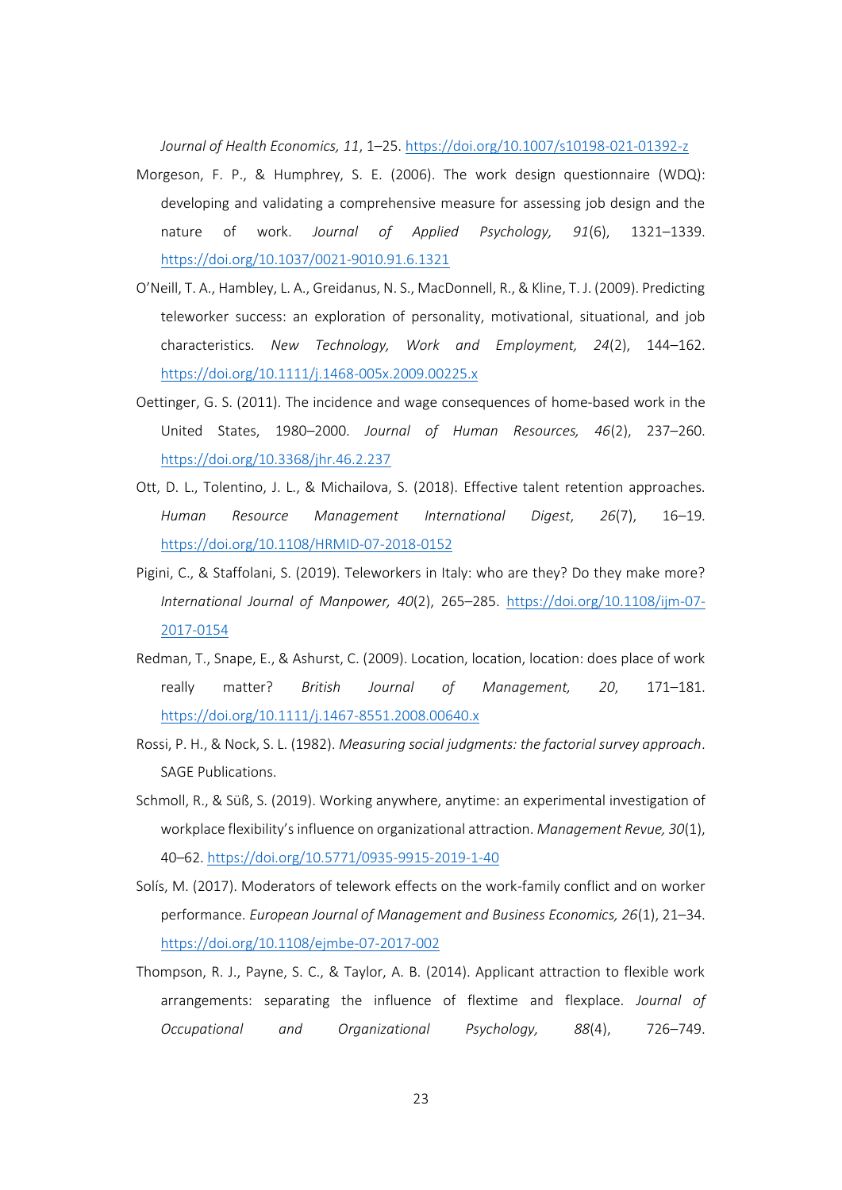*Journal of Health Economics, 11*, 1–25. https://doi.org/10.1007/s10198-021-01392-z

Morgeson, F. P., & Humphrey, S. E. (2006). The work design questionnaire (WDQ): developing and validating a comprehensive measure for assessing job design and the nature of work. *Journal of Applied Psychology, 91*(6), 1321–1339. https://doi.org/10.1037/0021-9010.91.6.1321

O'Neill, T. A., Hambley, L. A., Greidanus, N. S., MacDonnell, R., & Kline, T. J. (2009). Predicting teleworker success: an exploration of personality, motivational, situational, and job characteristics. *New Technology, Work and Employment, 24*(2), 144–162. https://doi.org/10.1111/j.1468-005x.2009.00225.x

Oettinger, G. S. (2011). The incidence and wage consequences of home-based work in the United States, 1980–2000. *Journal of Human Resources, 46*(2), 237–260. https://doi.org/10.3368/jhr.46.2.237

Ott, D. L., Tolentino, J. L., & Michailova, S. (2018). Effective talent retention approaches. *Human Resource Management International Digest*, *26*(7), 16–19. https://doi.org/10.1108/HRMID-07-2018-0152

Pigini, C., & Staffolani, S. (2019). Teleworkers in Italy: who are they? Do they make more? *International Journal of Manpower, 40*(2), 265–285. https://doi.org/10.1108/ijm-07-2017-0154

Redman, T., Snape, E., & Ashurst, C. (2009). Location, location, location: does place of work really matter? *British Journal of Management, 20*, 171–181. https://doi.org/10.1111/j.1467-8551.2008.00640.x

Rossi, P. H., & Nock, S. L. (1982). *Measuring social judgments: the factorial survey approach*. SAGE Publications.

Schmoll, R., & Süß, S. (2019). Working anywhere, anytime: an experimental investigation of workplace flexibility's influence on organizational attraction. *Management Revue, 30*(1), 40–62. https://doi.org/10.5771/0935-9915-2019-1-40

Solís, M. (2017). Moderators of telework effects on the work-family conflict and on worker performance. *European Journal of Management and Business Economics, 26*(1), 21–34. https://doi.org/10.1108/ejmbe-07-2017-002

Thompson, R. J., Payne, S. C., & Taylor, A. B. (2014). Applicant attraction to flexible work arrangements: separating the influence of flextime and flexplace. *Journal of Occupational and Organizational Psychology, 88*(4), 726–749.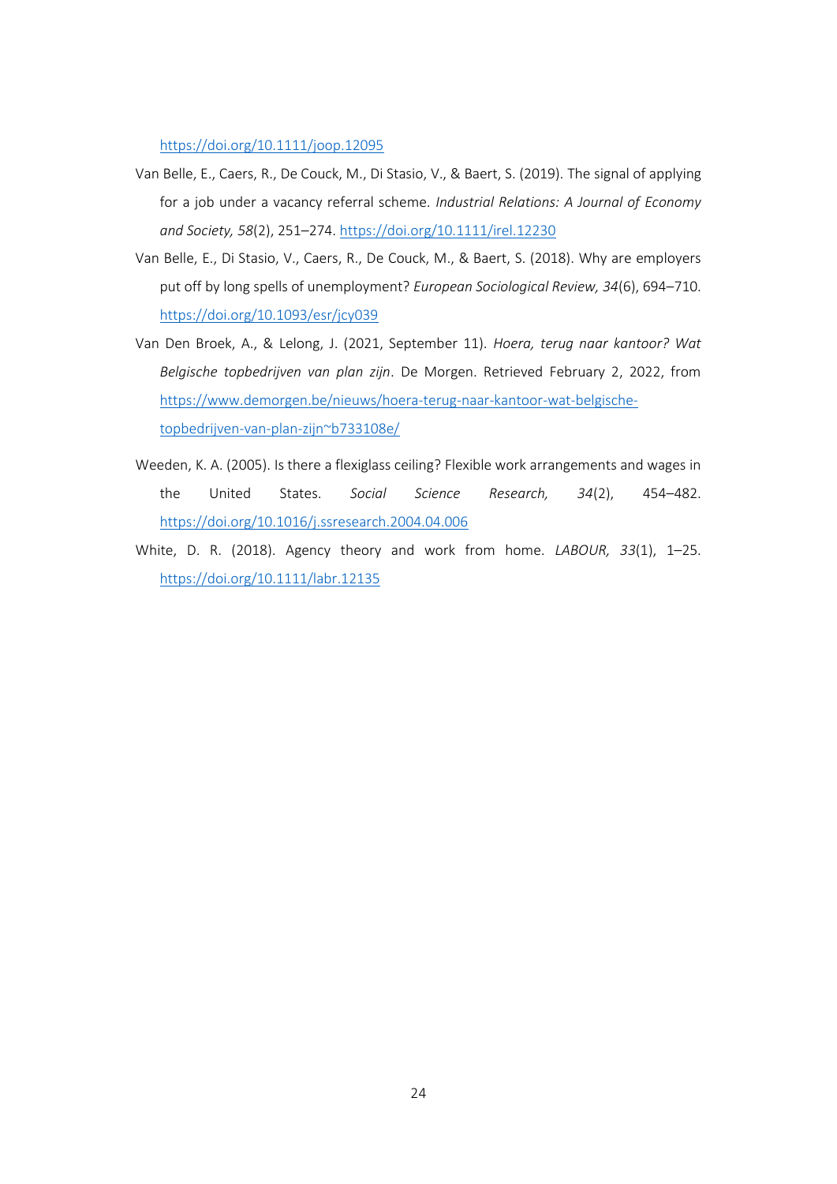https://doi.org/10.1111/joop.12095

Van Belle, E., Caers, R., De Couck, M., Di Stasio, V., & Baert, S. (2019). The signal of applying for a job under a vacancy referral scheme. *Industrial Relations: A Journal of Economy and Society, 58*(2), 251–274. https://doi.org/10.1111/irel.12230

Van Belle, E., Di Stasio, V., Caers, R., De Couck, M., & Baert, S. (2018). Why are employers put off by long spells of unemployment? *European Sociological Review, 34*(6), 694–710. https://doi.org/10.1093/esr/jcy039

Van Den Broek, A., & Lelong, J. (2021, September 11). *Hoera, terug naar kantoor? Wat Belgische topbedrijven van plan zijn*. De Morgen. Retrieved February 2, 2022, from https://www.demorgen.be/nieuws/hoera-terug-naar-kantoor-wat-belgische-topbedrijven-van-plan-zijn~b733108e/

Weeden, K. A. (2005). Is there a flexiglass ceiling? Flexible work arrangements and wages in the United States. *Social Science Research, 34*(2), 454–482. https://doi.org/10.1016/j.ssresearch.2004.04.006

White, D. R. (2018). Agency theory and work from home. *LABOUR, 33*(1), 1–25. https://doi.org/10.1111/labr.12135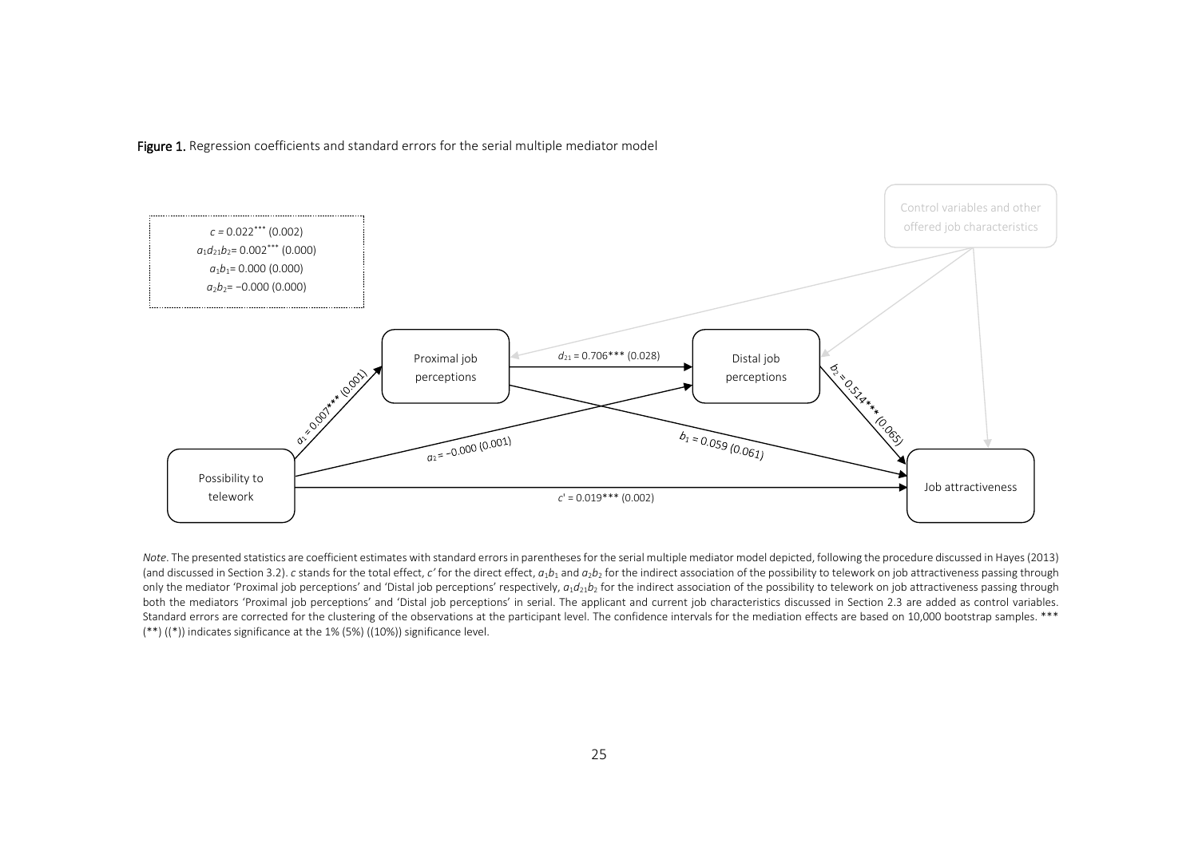**Figure 1.** Regression coefficients and standard errors for the serial multiple mediator model

$c = 0.022^{***}$ (0.002)
$a_1d_{21}b_2 = 0.002^{***}$ (0.000)
$a_1b_1 = 0.000$ (0.000)
$a_2b_2 = -0.000$ (0.000)

Control variables and other offered job characteristics

Proximal job perceptions

Distal job perceptions

Possibility to telework

Job attractiveness

$a_1 = 0.007^{***}$ (0.001)

$a_2 = -0.000$ (0.001)

$d_{21} = 0.706^{***}$ (0.028)

$b_1 = 0.059$ (0.061)

$b_2 = 0.514^{***}$ (0.065)

$c' = 0.019^{***}$ (0.002)

*Note*. The presented statistics are coefficient estimates with standard errors in parentheses for the serial multiple mediator model depicted, following the procedure discussed in Hayes (2013) (and discussed in Section 3.2). *c* stands for the total effect, *c'* for the direct effect, $a_1b_1$ and $a_2b_2$ for the indirect association of the possibility to telework on job attractiveness passing through only the mediator 'Proximal job perceptions' and 'Distal job perceptions' respectively, $a_1d_{21}b_2$ for the indirect association of the possibility to telework on job attractiveness passing through both the mediators 'Proximal job perceptions' and 'Distal job perceptions' in serial. The applicant and current job characteristics discussed in Section 2.3 are added as control variables. Standard errors are corrected for the clustering of the observations at the participant level. The confidence intervals for the mediation effects are based on 10,000 bootstrap samples. *** (**) ((*)) indicates significance at the 1% (5%) ((10%)) significance level.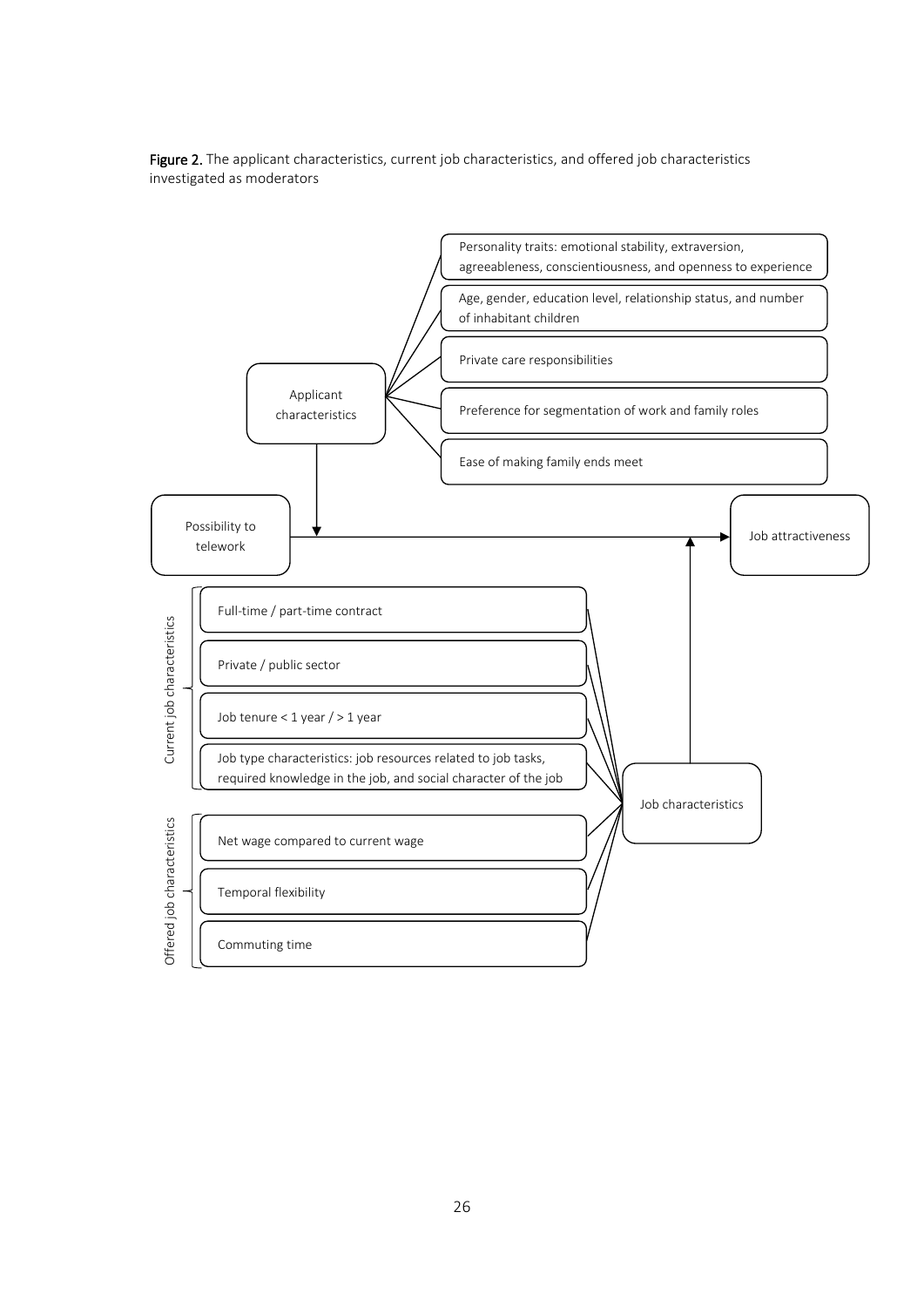**Figure 2.** The applicant characteristics, current job characteristics, and offered job characteristics investigated as moderators

Possibility to telework → Job attractiveness

Applicant characteristics:

- Personality traits: emotional stability, extraversion, agreeableness, conscientiousness, and openness to experience
- Age, gender, education level, relationship status, and number of inhabitant children
- Private care responsibilities
- Preference for segmentation of work and family roles
- Ease of making family ends meet

Job characteristics:

Current job characteristics

- Full-time / part-time contract
- Private / public sector
- Job tenure < 1 year / > 1 year
- Job type characteristics: job resources related to job tasks, required knowledge in the job, and social character of the job

Offered job characteristics

- Net wage compared to current wage
- Temporal flexibility
- Commuting time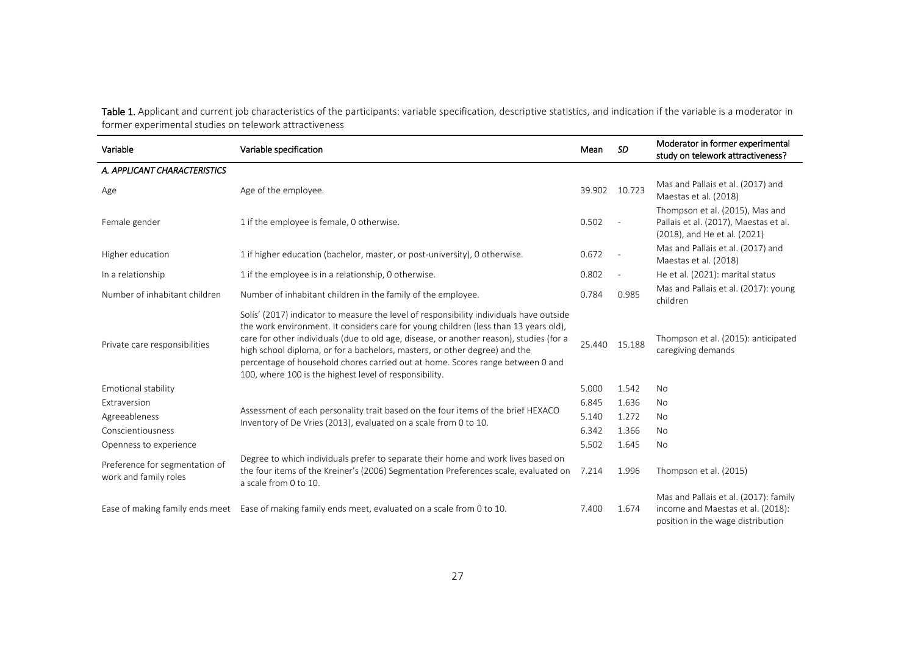**Table 1.** Applicant and current job characteristics of the participants: variable specification, descriptive statistics, and indication if the variable is a moderator in former experimental studies on telework attractiveness

| Variable | Variable specification | Mean | *SD* | Moderator in former experimental study on telework attractiveness? |
|---|---|---|---|---|
| *A. APPLICANT CHARACTERISTICS* | | | | |
| Age | Age of the employee. | 39.902 | 10.723 | Mas and Pallais et al. (2017) and Maestas et al. (2018) |
| Female gender | 1 if the employee is female, 0 otherwise. | 0.502 | - | Thompson et al. (2015), Mas and Pallais et al. (2017), Maestas et al. (2018), and He et al. (2021) |
| Higher education | 1 if higher education (bachelor, master, or post-university), 0 otherwise. | 0.672 | - | Mas and Pallais et al. (2017) and Maestas et al. (2018) |
| In a relationship | 1 if the employee is in a relationship, 0 otherwise. | 0.802 | - | He et al. (2021): marital status |
| Number of inhabitant children | Number of inhabitant children in the family of the employee. | 0.784 | 0.985 | Mas and Pallais et al. (2017): young children |
| Private care responsibilities | Solís' (2017) indicator to measure the level of responsibility individuals have outside the work environment. It considers care for young children (less than 13 years old), care for other individuals (due to old age, disease, or another reason), studies (for a high school diploma, or for a bachelors, masters, or other degree) and the percentage of household chores carried out at home. Scores range between 0 and 100, where 100 is the highest level of responsibility. | 25.440 | 15.188 | Thompson et al. (2015): anticipated caregiving demands |
| Emotional stability | Assessment of each personality trait based on the four items of the brief HEXACO Inventory of De Vries (2013), evaluated on a scale from 0 to 10. | 5.000 | 1.542 | No |
| Extraversion | | 6.845 | 1.636 | No |
| Agreeableness | | 5.140 | 1.272 | No |
| Conscientiousness | | 6.342 | 1.366 | No |
| Openness to experience | | 5.502 | 1.645 | No |
| Preference for segmentation of work and family roles | Degree to which individuals prefer to separate their home and work lives based on the four items of the Kreiner's (2006) Segmentation Preferences scale, evaluated on a scale from 0 to 10. | 7.214 | 1.996 | Thompson et al. (2015) |
| Ease of making family ends meet | Ease of making family ends meet, evaluated on a scale from 0 to 10. | 7.400 | 1.674 | Mas and Pallais et al. (2017): family income and Maestas et al. (2018): position in the wage distribution |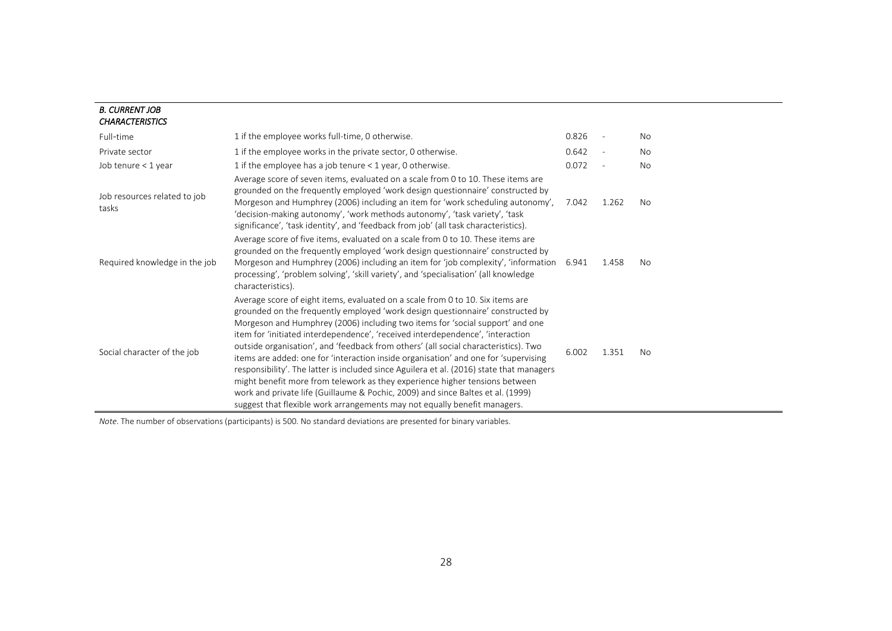| | | | | |
|---|---|---|---|---|
| ***B. CURRENT JOB CHARACTERISTICS*** | | | | |
| Full-time | 1 if the employee works full-time, 0 otherwise. | 0.826 | - | No |
| Private sector | 1 if the employee works in the private sector, 0 otherwise. | 0.642 | - | No |
| Job tenure < 1 year | 1 if the employee has a job tenure < 1 year, 0 otherwise. | 0.072 | - | No |
| Job resources related to job tasks | Average score of seven items, evaluated on a scale from 0 to 10. These items are grounded on the frequently employed 'work design questionnaire' constructed by Morgeson and Humphrey (2006) including an item for 'work scheduling autonomy', 'decision-making autonomy', 'work methods autonomy', 'task variety', 'task significance', 'task identity', and 'feedback from job' (all task characteristics). | 7.042 | 1.262 | No |
| Required knowledge in the job | Average score of five items, evaluated on a scale from 0 to 10. These items are grounded on the frequently employed 'work design questionnaire' constructed by Morgeson and Humphrey (2006) including an item for 'job complexity', 'information processing', 'problem solving', 'skill variety', and 'specialisation' (all knowledge characteristics). | 6.941 | 1.458 | No |
| Social character of the job | Average score of eight items, evaluated on a scale from 0 to 10. Six items are grounded on the frequently employed 'work design questionnaire' constructed by Morgeson and Humphrey (2006) including two items for 'social support' and one item for 'initiated interdependence', 'received interdependence', 'interaction outside organisation', and 'feedback from others' (all social characteristics). Two items are added: one for 'interaction inside organisation' and one for 'supervising responsibility'. The latter is included since Aguilera et al. (2016) state that managers might benefit more from telework as they experience higher tensions between work and private life (Guillaume & Pochic, 2009) and since Baltes et al. (1999) suggest that flexible work arrangements may not equally benefit managers. | 6.002 | 1.351 | No |

*Note*. The number of observations (participants) is 500. No standard deviations are presented for binary variables.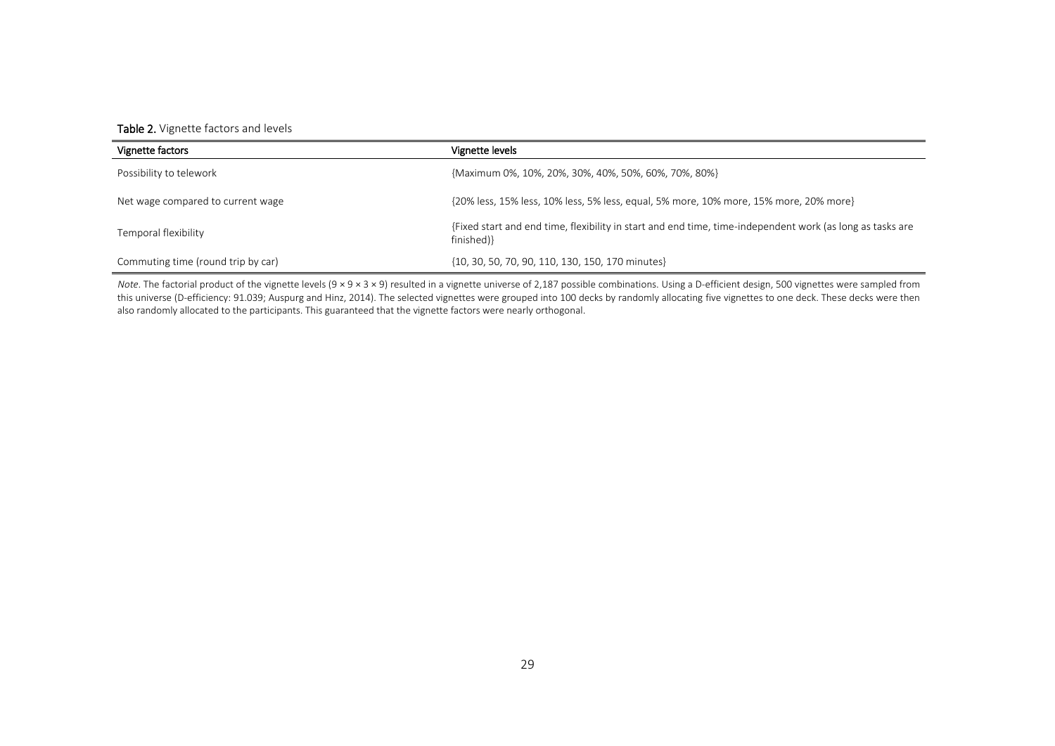**Table 2.** Vignette factors and levels

| Vignette factors | Vignette levels |
|---|---|
| Possibility to telework | {Maximum 0%, 10%, 20%, 30%, 40%, 50%, 60%, 70%, 80%} |
| Net wage compared to current wage | {20% less, 15% less, 10% less, 5% less, equal, 5% more, 10% more, 15% more, 20% more} |
| Temporal flexibility | {Fixed start and end time, flexibility in start and end time, time-independent work (as long as tasks are finished)} |
| Commuting time (round trip by car) | {10, 30, 50, 70, 90, 110, 130, 150, 170 minutes} |

*Note*. The factorial product of the vignette levels (9 × 9 × 3 × 9) resulted in a vignette universe of 2,187 possible combinations. Using a D-efficient design, 500 vignettes were sampled from this universe (D-efficiency: 91.039; Auspurg and Hinz, 2014). The selected vignettes were grouped into 100 decks by randomly allocating five vignettes to one deck. These decks were then also randomly allocated to the participants. This guaranteed that the vignette factors were nearly orthogonal.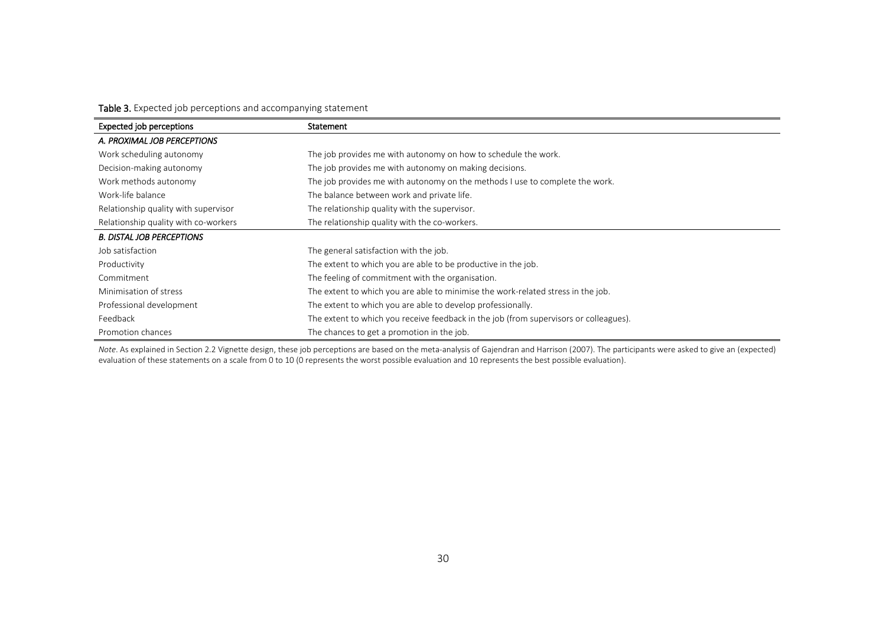**Table 3.** Expected job perceptions and accompanying statement

| Expected job perceptions | Statement |
|---|---|
| *A. PROXIMAL JOB PERCEPTIONS* | |
| Work scheduling autonomy | The job provides me with autonomy on how to schedule the work. |
| Decision-making autonomy | The job provides me with autonomy on making decisions. |
| Work methods autonomy | The job provides me with autonomy on the methods I use to complete the work. |
| Work-life balance | The balance between work and private life. |
| Relationship quality with supervisor | The relationship quality with the supervisor. |
| Relationship quality with co-workers | The relationship quality with the co-workers. |
| *B. DISTAL JOB PERCEPTIONS* | |
| Job satisfaction | The general satisfaction with the job. |
| Productivity | The extent to which you are able to be productive in the job. |
| Commitment | The feeling of commitment with the organisation. |
| Minimisation of stress | The extent to which you are able to minimise the work-related stress in the job. |
| Professional development | The extent to which you are able to develop professionally. |
| Feedback | The extent to which you receive feedback in the job (from supervisors or colleagues). |
| Promotion chances | The chances to get a promotion in the job. |

*Note*. As explained in Section 2.2 Vignette design, these job perceptions are based on the meta-analysis of Gajendran and Harrison (2007). The participants were asked to give an (expected) evaluation of these statements on a scale from 0 to 10 (0 represents the worst possible evaluation and 10 represents the best possible evaluation).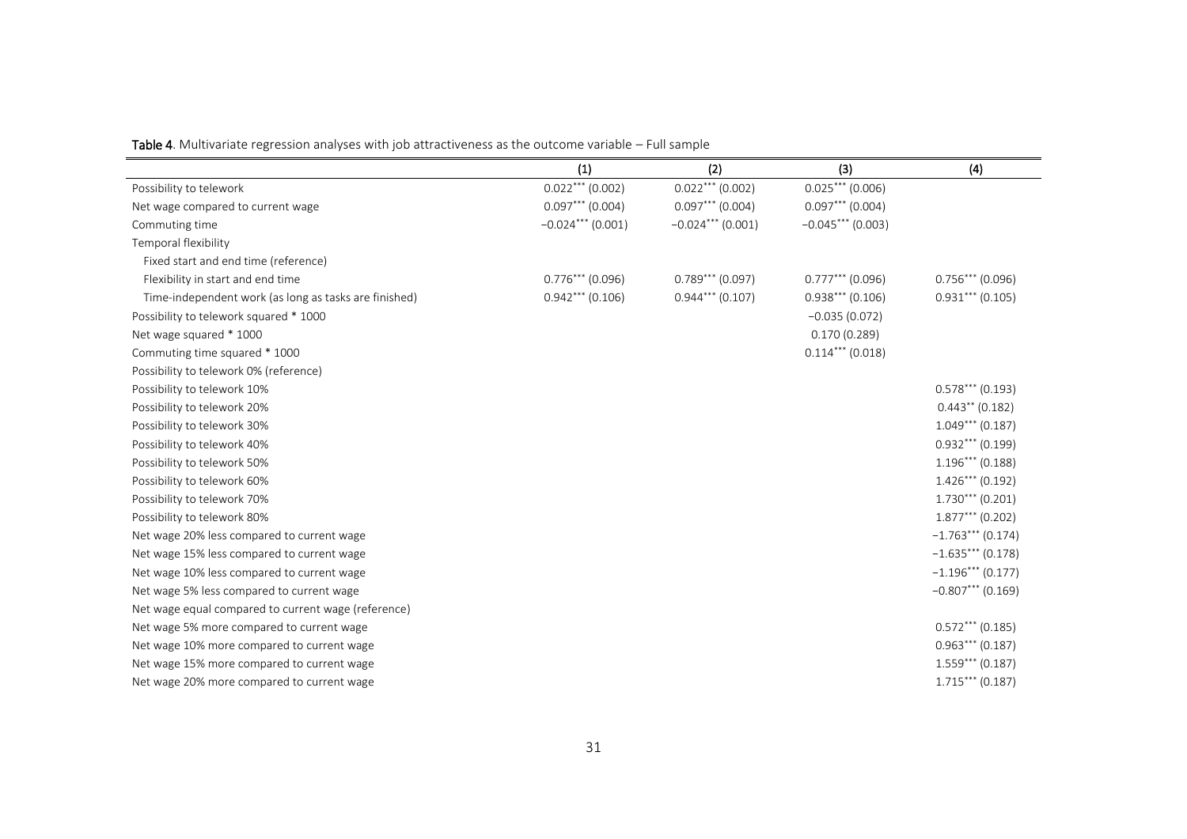**Table 4**. Multivariate regression analyses with job attractiveness as the outcome variable – Full sample

| | (1) | (2) | (3) | (4) |
|---|---|---|---|---|
| Possibility to telework | 0.022*** (0.002) | 0.022*** (0.002) | 0.025*** (0.006) | |
| Net wage compared to current wage | 0.097*** (0.004) | 0.097*** (0.004) | 0.097*** (0.004) | |
| Commuting time | −0.024*** (0.001) | −0.024*** (0.001) | −0.045*** (0.003) | |
| Temporal flexibility | | | | |
| Fixed start and end time (reference) | | | | |
| Flexibility in start and end time | 0.776*** (0.096) | 0.789*** (0.097) | 0.777*** (0.096) | 0.756*** (0.096) |
| Time-independent work (as long as tasks are finished) | 0.942*** (0.106) | 0.944*** (0.107) | 0.938*** (0.106) | 0.931*** (0.105) |
| Possibility to telework squared * 1000 | | | −0.035 (0.072) | |
| Net wage squared * 1000 | | | 0.170 (0.289) | |
| Commuting time squared * 1000 | | | 0.114*** (0.018) | |
| Possibility to telework 0% (reference) | | | | |
| Possibility to telework 10% | | | | 0.578*** (0.193) |
| Possibility to telework 20% | | | | 0.443** (0.182) |
| Possibility to telework 30% | | | | 1.049*** (0.187) |
| Possibility to telework 40% | | | | 0.932*** (0.199) |
| Possibility to telework 50% | | | | 1.196*** (0.188) |
| Possibility to telework 60% | | | | 1.426*** (0.192) |
| Possibility to telework 70% | | | | 1.730*** (0.201) |
| Possibility to telework 80% | | | | 1.877*** (0.202) |
| Net wage 20% less compared to current wage | | | | −1.763*** (0.174) |
| Net wage 15% less compared to current wage | | | | −1.635*** (0.178) |
| Net wage 10% less compared to current wage | | | | −1.196*** (0.177) |
| Net wage 5% less compared to current wage | | | | −0.807*** (0.169) |
| Net wage equal compared to current wage (reference) | | | | |
| Net wage 5% more compared to current wage | | | | 0.572*** (0.185) |
| Net wage 10% more compared to current wage | | | | 0.963*** (0.187) |
| Net wage 15% more compared to current wage | | | | 1.559*** (0.187) |
| Net wage 20% more compared to current wage | | | | 1.715*** (0.187) |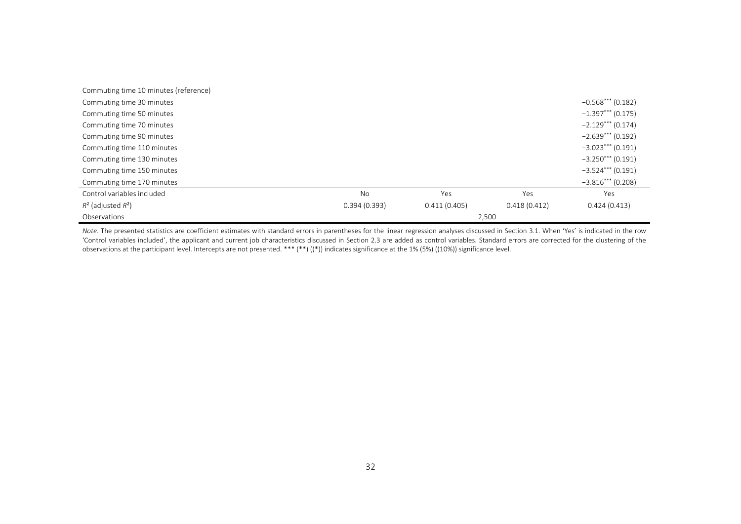| | | | | |
|---|---|---|---|---|
| Commuting time 10 minutes (reference) | | | | |
| Commuting time 30 minutes | | | | −0.568*** (0.182) |
| Commuting time 50 minutes | | | | −1.397*** (0.175) |
| Commuting time 70 minutes | | | | −2.129*** (0.174) |
| Commuting time 90 minutes | | | | −2.639*** (0.192) |
| Commuting time 110 minutes | | | | −3.023*** (0.191) |
| Commuting time 130 minutes | | | | −3.250*** (0.191) |
| Commuting time 150 minutes | | | | −3.524*** (0.191) |
| Commuting time 170 minutes | | | | −3.816*** (0.208) |
| Control variables included | No | Yes | Yes | Yes |
| $R^2$ (adjusted $R^2$) | 0.394 (0.393) | 0.411 (0.405) | 0.418 (0.412) | 0.424 (0.413) |
| Observations | 2,500 | | | |

*Note*. The presented statistics are coefficient estimates with standard errors in parentheses for the linear regression analyses discussed in Section 3.1. When 'Yes' is indicated in the row 'Control variables included', the applicant and current job characteristics discussed in Section 2.3 are added as control variables. Standard errors are corrected for the clustering of the observations at the participant level. Intercepts are not presented. *** (**) ((*)) indicates significance at the 1% (5%) ((10%)) significance level.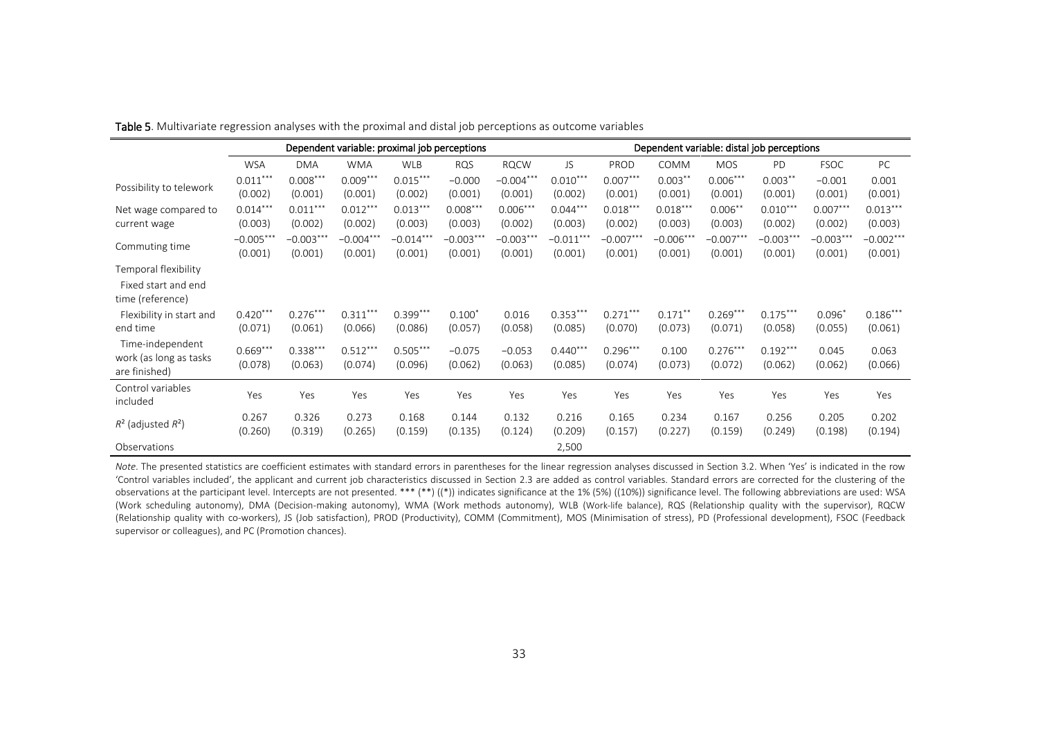**Table 5**. Multivariate regression analyses with the proximal and distal job perceptions as outcome variables

| | Dependent variable: proximal job perceptions | | | | | | Dependent variable: distal job perceptions | | | | | | |
|---|---|---|---|---|---|---|---|---|---|---|---|---|---|
| | WSA | DMA | WMA | WLB | RQS | RQCW | JS | PROD | COMM | MOS | PD | FSOC | PC |
| Possibility to telework | 0.011*** (0.002) | 0.008*** (0.001) | 0.009*** (0.001) | 0.015*** (0.002) | −0.000 (0.001) | −0.004*** (0.001) | 0.010*** (0.002) | 0.007*** (0.001) | 0.003** (0.001) | 0.006*** (0.001) | 0.003** (0.001) | −0.001 (0.001) | 0.001 (0.001) |
| Net wage compared to current wage | 0.014*** (0.003) | 0.011*** (0.002) | 0.012*** (0.002) | 0.013*** (0.003) | 0.008*** (0.003) | 0.006*** (0.002) | 0.044*** (0.003) | 0.018*** (0.002) | 0.018*** (0.003) | 0.006** (0.003) | 0.010*** (0.002) | 0.007*** (0.002) | 0.013*** (0.003) |
| Commuting time | −0.005*** (0.001) | −0.003*** (0.001) | −0.004*** (0.001) | −0.014*** (0.001) | −0.003*** (0.001) | −0.003*** (0.001) | −0.011*** (0.001) | −0.007*** (0.001) | −0.006*** (0.001) | −0.007*** (0.001) | −0.003*** (0.001) | −0.003*** (0.001) | −0.002*** (0.001) |
| Temporal flexibility | | | | | | | | | | | | | |
| Fixed start and end time (reference) | | | | | | | | | | | | | |
| Flexibility in start and end time | 0.420*** (0.071) | 0.276*** (0.061) | 0.311*** (0.066) | 0.399*** (0.086) | 0.100* (0.057) | 0.016 (0.058) | 0.353*** (0.085) | 0.271*** (0.070) | 0.171** (0.073) | 0.269*** (0.071) | 0.175*** (0.058) | 0.096* (0.055) | 0.186*** (0.061) |
| Time-independent work (as long as tasks are finished) | 0.669*** (0.078) | 0.338*** (0.063) | 0.512*** (0.074) | 0.505*** (0.096) | −0.075 (0.062) | −0.053 (0.063) | 0.440*** (0.085) | 0.296*** (0.074) | 0.100 (0.073) | 0.276*** (0.072) | 0.192*** (0.062) | 0.045 (0.062) | 0.063 (0.066) |
| Control variables included | Yes | Yes | Yes | Yes | Yes | Yes | Yes | Yes | Yes | Yes | Yes | Yes | Yes |
| $R^2$ (adjusted $R^2$) | 0.267 (0.260) | 0.326 (0.319) | 0.273 (0.265) | 0.168 (0.159) | 0.144 (0.135) | 0.132 (0.124) | 0.216 (0.209) | 0.165 (0.157) | 0.234 (0.227) | 0.167 (0.159) | 0.256 (0.249) | 0.205 (0.198) | 0.202 (0.194) |
| Observations | | | | | | | 2,500 | | | | | | |

*Note*. The presented statistics are coefficient estimates with standard errors in parentheses for the linear regression analyses discussed in Section 3.2. When 'Yes' is indicated in the row 'Control variables included', the applicant and current job characteristics discussed in Section 2.3 are added as control variables. Standard errors are corrected for the clustering of the observations at the participant level. Intercepts are not presented. *** (**) ((*)) indicates significance at the 1% (5%) ((10%)) significance level. The following abbreviations are used: WSA (Work scheduling autonomy), DMA (Decision-making autonomy), WMA (Work methods autonomy), WLB (Work-life balance), RQS (Relationship quality with the supervisor), RQCW (Relationship quality with co-workers), JS (Job satisfaction), PROD (Productivity), COMM (Commitment), MOS (Minimisation of stress), PD (Professional development), FSOC (Feedback supervisor or colleagues), and PC (Promotion chances).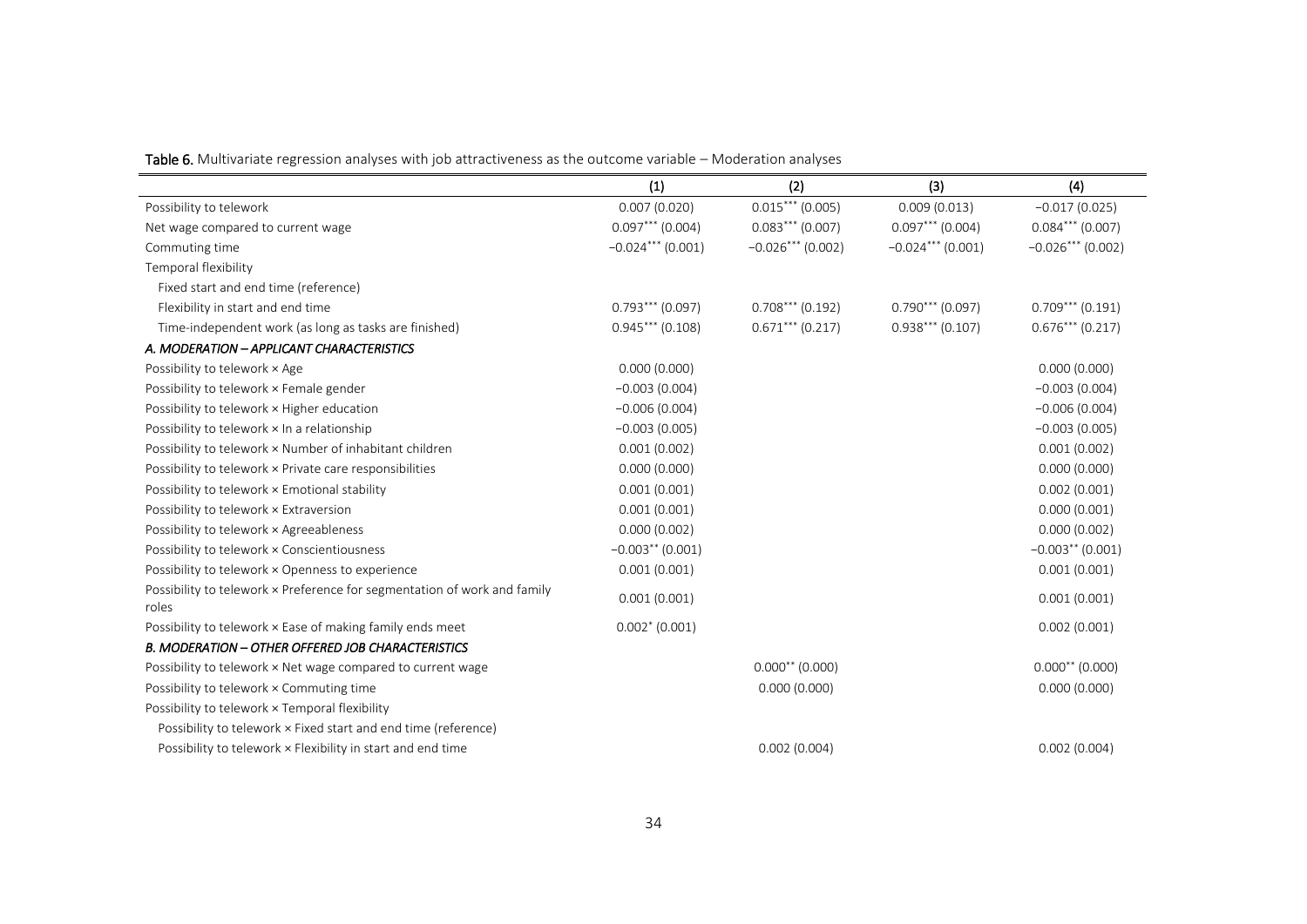**Table 6.** Multivariate regression analyses with job attractiveness as the outcome variable – Moderation analyses

| | (1) | (2) | (3) | (4) |
|---|---|---|---|---|
| Possibility to telework | 0.007 (0.020) | 0.015*** (0.005) | 0.009 (0.013) | −0.017 (0.025) |
| Net wage compared to current wage | 0.097*** (0.004) | 0.083*** (0.007) | 0.097*** (0.004) | 0.084*** (0.007) |
| Commuting time | −0.024*** (0.001) | −0.026*** (0.002) | −0.024*** (0.001) | −0.026*** (0.002) |
| Temporal flexibility | | | | |
| Fixed start and end time (reference) | | | | |
| Flexibility in start and end time | 0.793*** (0.097) | 0.708*** (0.192) | 0.790*** (0.097) | 0.709*** (0.191) |
| Time-independent work (as long as tasks are finished) | 0.945*** (0.108) | 0.671*** (0.217) | 0.938*** (0.107) | 0.676*** (0.217) |
| *A. MODERATION – APPLICANT CHARACTERISTICS* | | | | |
| Possibility to telework × Age | 0.000 (0.000) | | | 0.000 (0.000) |
| Possibility to telework × Female gender | −0.003 (0.004) | | | −0.003 (0.004) |
| Possibility to telework × Higher education | −0.006 (0.004) | | | −0.006 (0.004) |
| Possibility to telework × In a relationship | −0.003 (0.005) | | | −0.003 (0.005) |
| Possibility to telework × Number of inhabitant children | 0.001 (0.002) | | | 0.001 (0.002) |
| Possibility to telework × Private care responsibilities | 0.000 (0.000) | | | 0.000 (0.000) |
| Possibility to telework × Emotional stability | 0.001 (0.001) | | | 0.002 (0.001) |
| Possibility to telework × Extraversion | 0.001 (0.001) | | | 0.000 (0.001) |
| Possibility to telework × Agreeableness | 0.000 (0.002) | | | 0.000 (0.002) |
| Possibility to telework × Conscientiousness | −0.003** (0.001) | | | −0.003** (0.001) |
| Possibility to telework × Openness to experience | 0.001 (0.001) | | | 0.001 (0.001) |
| Possibility to telework × Preference for segmentation of work and family roles | 0.001 (0.001) | | | 0.001 (0.001) |
| Possibility to telework × Ease of making family ends meet | 0.002* (0.001) | | | 0.002 (0.001) |
| *B. MODERATION – OTHER OFFERED JOB CHARACTERISTICS* | | | | |
| Possibility to telework × Net wage compared to current wage | | 0.000** (0.000) | | 0.000** (0.000) |
| Possibility to telework × Commuting time | | 0.000 (0.000) | | 0.000 (0.000) |
| Possibility to telework × Temporal flexibility | | | | |
| Possibility to telework × Fixed start and end time (reference) | | | | |
| Possibility to telework × Flexibility in start and end time | | 0.002 (0.004) | | 0.002 (0.004) |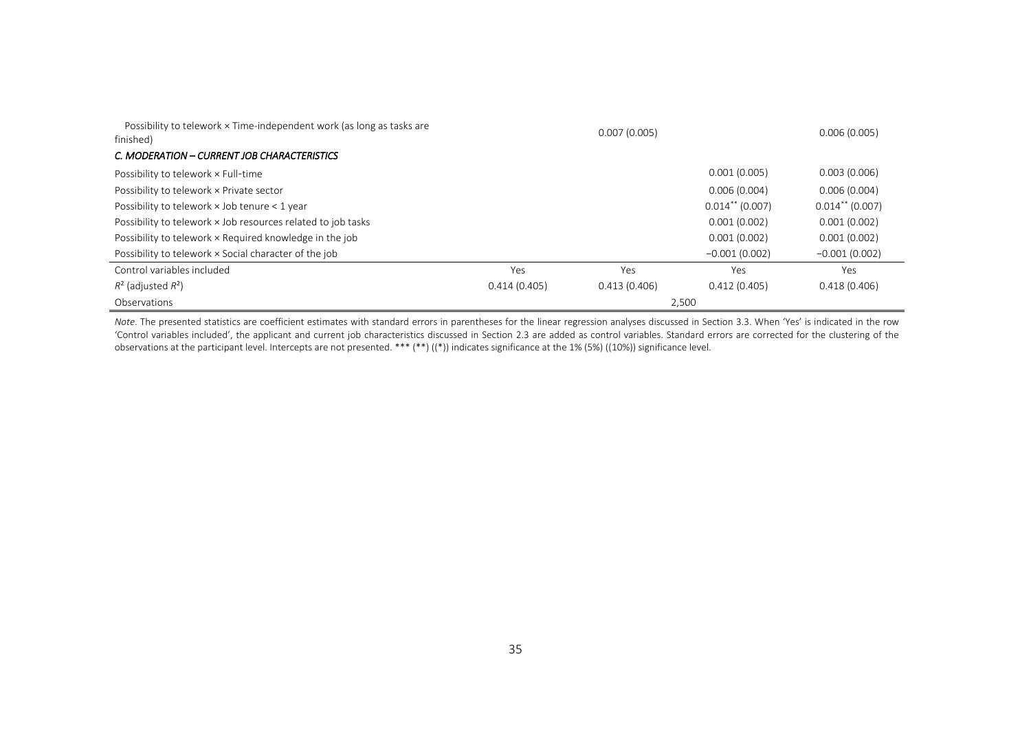| | | | | |
|---|---|---|---|---|
| Possibility to telework × Time-independent work (as long as tasks are finished) | | 0.007 (0.005) | | 0.006 (0.005) |
| *C. MODERATION – CURRENT JOB CHARACTERISTICS* | | | | |
| Possibility to telework × Full-time | | | 0.001 (0.005) | 0.003 (0.006) |
| Possibility to telework × Private sector | | | 0.006 (0.004) | 0.006 (0.004) |
| Possibility to telework × Job tenure < 1 year | | | 0.014** (0.007) | 0.014** (0.007) |
| Possibility to telework × Job resources related to job tasks | | | 0.001 (0.002) | 0.001 (0.002) |
| Possibility to telework × Required knowledge in the job | | | 0.001 (0.002) | 0.001 (0.002) |
| Possibility to telework × Social character of the job | | | −0.001 (0.002) | −0.001 (0.002) |
| Control variables included | Yes | Yes | Yes | Yes |
| $R^2$ (adjusted $R^2$) | 0.414 (0.405) | 0.413 (0.406) | 0.412 (0.405) | 0.418 (0.406) |
| Observations | 2,500 | | | |

*Note*. The presented statistics are coefficient estimates with standard errors in parentheses for the linear regression analyses discussed in Section 3.3. When 'Yes' is indicated in the row 'Control variables included', the applicant and current job characteristics discussed in Section 2.3 are added as control variables. Standard errors are corrected for the clustering of the observations at the participant level. Intercepts are not presented. *** (**) ((*)) indicates significance at the 1% (5%) ((10%)) significance level.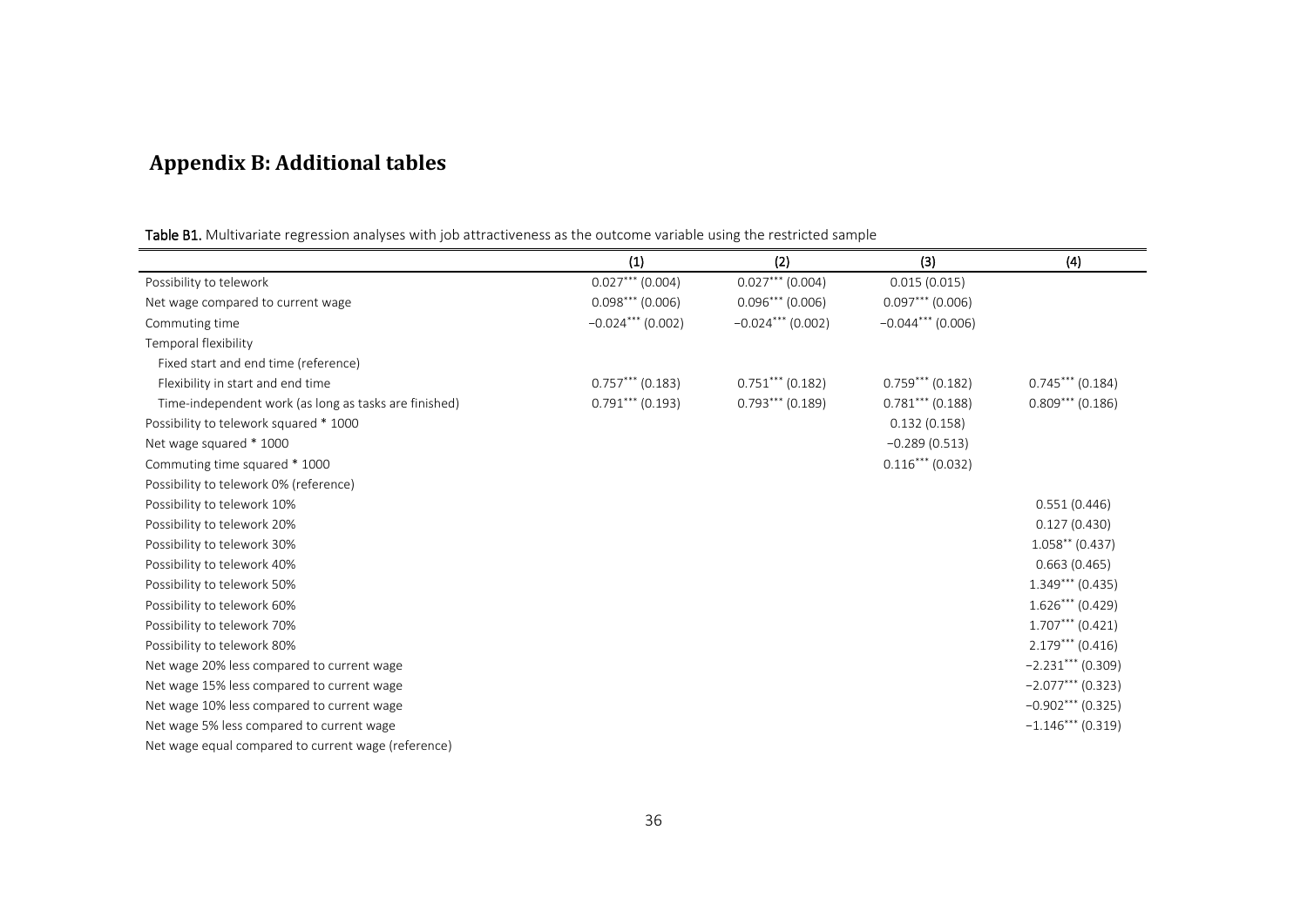## Appendix B: Additional tables

**Table B1.** Multivariate regression analyses with job attractiveness as the outcome variable using the restricted sample

| | (1) | (2) | (3) | (4) |
|---|---|---|---|---|
| Possibility to telework | 0.027*** (0.004) | 0.027*** (0.004) | 0.015 (0.015) | |
| Net wage compared to current wage | 0.098*** (0.006) | 0.096*** (0.006) | 0.097*** (0.006) | |
| Commuting time | −0.024*** (0.002) | −0.024*** (0.002) | −0.044*** (0.006) | |
| Temporal flexibility | | | | |
| Fixed start and end time (reference) | | | | |
| Flexibility in start and end time | 0.757*** (0.183) | 0.751*** (0.182) | 0.759*** (0.182) | 0.745*** (0.184) |
| Time-independent work (as long as tasks are finished) | 0.791*** (0.193) | 0.793*** (0.189) | 0.781*** (0.188) | 0.809*** (0.186) |
| Possibility to telework squared * 1000 | | | 0.132 (0.158) | |
| Net wage squared * 1000 | | | −0.289 (0.513) | |
| Commuting time squared * 1000 | | | 0.116*** (0.032) | |
| Possibility to telework 0% (reference) | | | | |
| Possibility to telework 10% | | | | 0.551 (0.446) |
| Possibility to telework 20% | | | | 0.127 (0.430) |
| Possibility to telework 30% | | | | 1.058** (0.437) |
| Possibility to telework 40% | | | | 0.663 (0.465) |
| Possibility to telework 50% | | | | 1.349*** (0.435) |
| Possibility to telework 60% | | | | 1.626*** (0.429) |
| Possibility to telework 70% | | | | 1.707*** (0.421) |
| Possibility to telework 80% | | | | 2.179*** (0.416) |
| Net wage 20% less compared to current wage | | | | −2.231*** (0.309) |
| Net wage 15% less compared to current wage | | | | −2.077*** (0.323) |
| Net wage 10% less compared to current wage | | | | −0.902*** (0.325) |
| Net wage 5% less compared to current wage | | | | −1.146*** (0.319) |
| Net wage equal compared to current wage (reference) | | | | |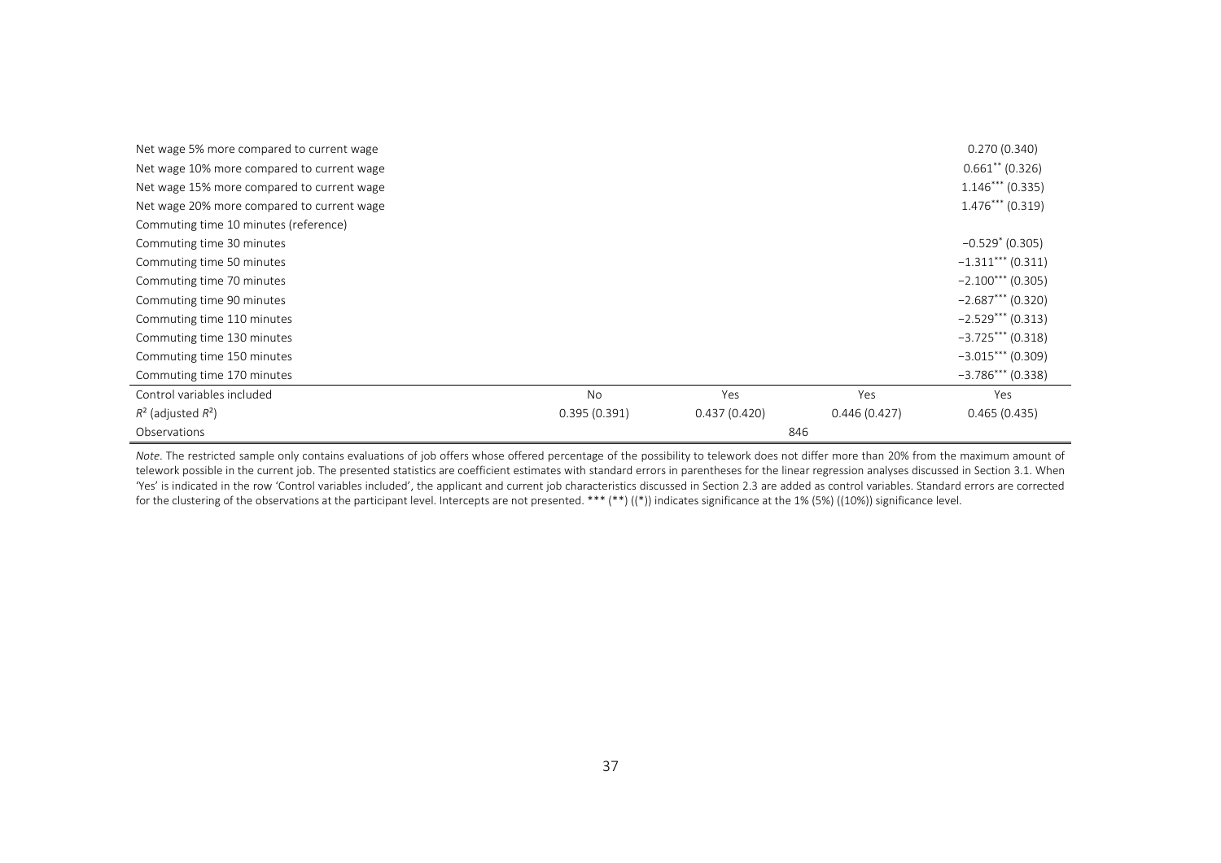| | | | | |
|---|---|---|---|---|
| Net wage 5% more compared to current wage | | | | 0.270 (0.340) |
| Net wage 10% more compared to current wage | | | | 0.661** (0.326) |
| Net wage 15% more compared to current wage | | | | 1.146*** (0.335) |
| Net wage 20% more compared to current wage | | | | 1.476*** (0.319) |
| Commuting time 10 minutes (reference) | | | | |
| Commuting time 30 minutes | | | | −0.529* (0.305) |
| Commuting time 50 minutes | | | | −1.311*** (0.311) |
| Commuting time 70 minutes | | | | −2.100*** (0.305) |
| Commuting time 90 minutes | | | | −2.687*** (0.320) |
| Commuting time 110 minutes | | | | −2.529*** (0.313) |
| Commuting time 130 minutes | | | | −3.725*** (0.318) |
| Commuting time 150 minutes | | | | −3.015*** (0.309) |
| Commuting time 170 minutes | | | | −3.786*** (0.338) |
| Control variables included | No | Yes | Yes | Yes |
| $R^2$ (adjusted $R^2$) | 0.395 (0.391) | 0.437 (0.420) | 0.446 (0.427) | 0.465 (0.435) |
| Observations | | 846 | | |

*Note.* The restricted sample only contains evaluations of job offers whose offered percentage of the possibility to telework does not differ more than 20% from the maximum amount of telework possible in the current job. The presented statistics are coefficient estimates with standard errors in parentheses for the linear regression analyses discussed in Section 3.1. When 'Yes' is indicated in the row 'Control variables included', the applicant and current job characteristics discussed in Section 2.3 are added as control variables. Standard errors are corrected for the clustering of the observations at the participant level. Intercepts are not presented. *** (**) ((*)) indicates significance at the 1% (5%) ((10%)) significance level.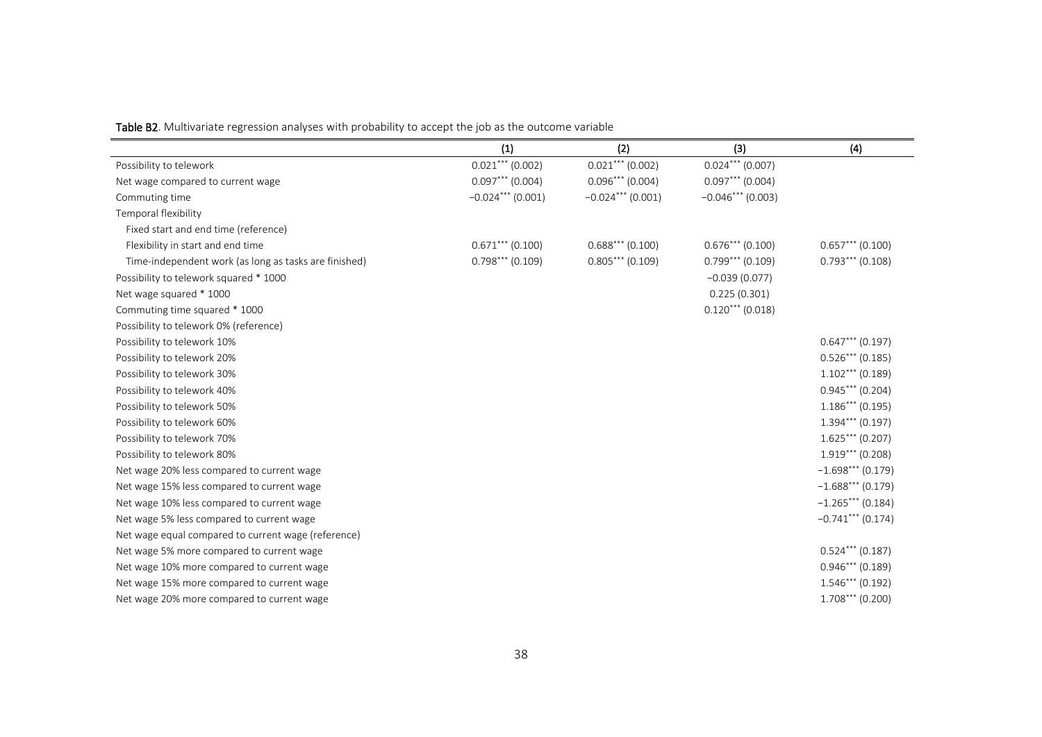**Table B2**. Multivariate regression analyses with probability to accept the job as the outcome variable

| | (1) | (2) | (3) | (4) |
|---|---|---|---|---|
| Possibility to telework | $0.021^{***}$ (0.002) | $0.021^{***}$ (0.002) | $0.024^{***}$ (0.007) | |
| Net wage compared to current wage | $0.097^{***}$ (0.004) | $0.096^{***}$ (0.004) | $0.097^{***}$ (0.004) | |
| Commuting time | $-0.024^{***}$ (0.001) | $-0.024^{***}$ (0.001) | $-0.046^{***}$ (0.003) | |
| Temporal flexibility | | | | |
| Fixed start and end time (reference) | | | | |
| Flexibility in start and end time | $0.671^{***}$ (0.100) | $0.688^{***}$ (0.100) | $0.676^{***}$ (0.100) | $0.657^{***}$ (0.100) |
| Time-independent work (as long as tasks are finished) | $0.798^{***}$ (0.109) | $0.805^{***}$ (0.109) | $0.799^{***}$ (0.109) | $0.793^{***}$ (0.108) |
| Possibility to telework squared * 1000 | | | −0.039 (0.077) | |
| Net wage squared * 1000 | | | 0.225 (0.301) | |
| Commuting time squared * 1000 | | | $0.120^{***}$ (0.018) | |
| Possibility to telework 0% (reference) | | | | |
| Possibility to telework 10% | | | | $0.647^{***}$ (0.197) |
| Possibility to telework 20% | | | | $0.526^{***}$ (0.185) |
| Possibility to telework 30% | | | | $1.102^{***}$ (0.189) |
| Possibility to telework 40% | | | | $0.945^{***}$ (0.204) |
| Possibility to telework 50% | | | | $1.186^{***}$ (0.195) |
| Possibility to telework 60% | | | | $1.394^{***}$ (0.197) |
| Possibility to telework 70% | | | | $1.625^{***}$ (0.207) |
| Possibility to telework 80% | | | | $1.919^{***}$ (0.208) |
| Net wage 20% less compared to current wage | | | | $-1.698^{***}$ (0.179) |
| Net wage 15% less compared to current wage | | | | $-1.688^{***}$ (0.179) |
| Net wage 10% less compared to current wage | | | | $-1.265^{***}$ (0.184) |
| Net wage 5% less compared to current wage | | | | $-0.741^{***}$ (0.174) |
| Net wage equal compared to current wage (reference) | | | | |
| Net wage 5% more compared to current wage | | | | $0.524^{***}$ (0.187) |
| Net wage 10% more compared to current wage | | | | $0.946^{***}$ (0.189) |
| Net wage 15% more compared to current wage | | | | $1.546^{***}$ (0.192) |
| Net wage 20% more compared to current wage | | | | $1.708^{***}$ (0.200) |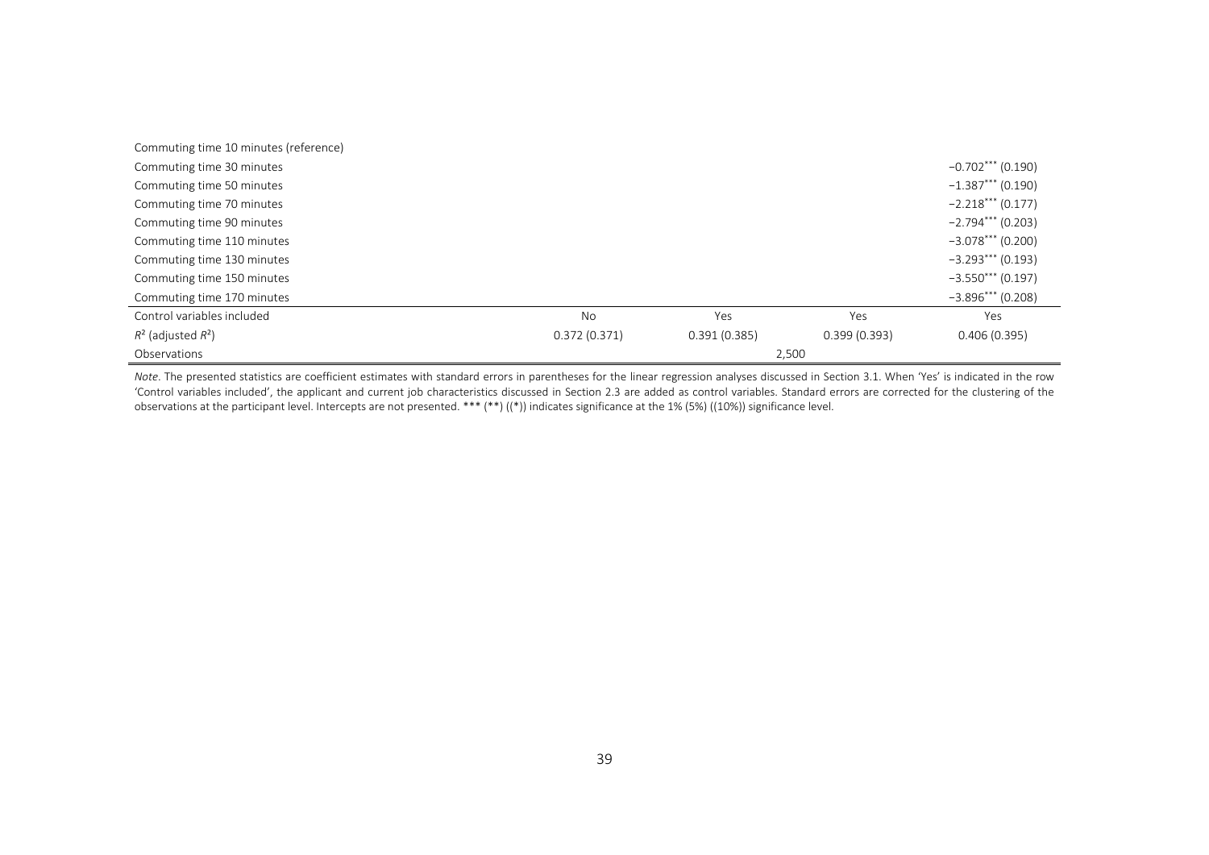| | | | | |
|---|---|---|---|---|
| Commuting time 10 minutes (reference) | | | | |
| Commuting time 30 minutes | | | | −0.702*** (0.190) |
| Commuting time 50 minutes | | | | −1.387*** (0.190) |
| Commuting time 70 minutes | | | | −2.218*** (0.177) |
| Commuting time 90 minutes | | | | −2.794*** (0.203) |
| Commuting time 110 minutes | | | | −3.078*** (0.200) |
| Commuting time 130 minutes | | | | −3.293*** (0.193) |
| Commuting time 150 minutes | | | | −3.550*** (0.197) |
| Commuting time 170 minutes | | | | −3.896*** (0.208) |
| Control variables included | No | Yes | Yes | Yes |
| $R^2$ (adjusted $R^2$) | 0.372 (0.371) | 0.391 (0.385) | 0.399 (0.393) | 0.406 (0.395) |
| Observations | 2,500 | | | |

*Note*. The presented statistics are coefficient estimates with standard errors in parentheses for the linear regression analyses discussed in Section 3.1. When 'Yes' is indicated in the row 'Control variables included', the applicant and current job characteristics discussed in Section 2.3 are added as control variables. Standard errors are corrected for the clustering of the observations at the participant level. Intercepts are not presented. *** (**) ((*)) indicates significance at the 1% (5%) ((10%)) significance level.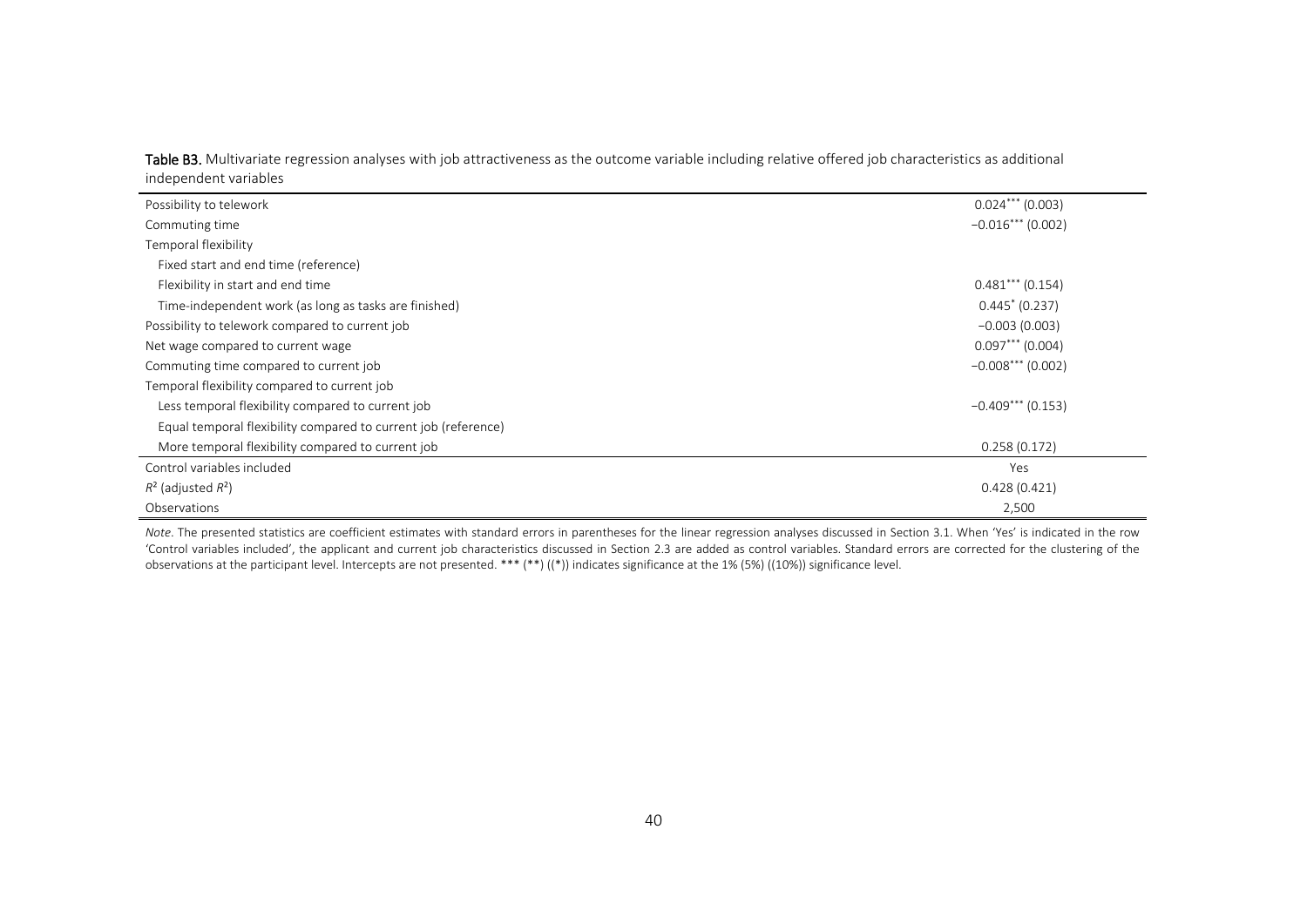**Table B3.** Multivariate regression analyses with job attractiveness as the outcome variable including relative offered job characteristics as additional independent variables

| | |
|---|---|
| Possibility to telework | 0.024*** (0.003) |
| Commuting time | −0.016*** (0.002) |
| Temporal flexibility | |
| Fixed start and end time (reference) | |
| Flexibility in start and end time | 0.481*** (0.154) |
| Time-independent work (as long as tasks are finished) | 0.445* (0.237) |
| Possibility to telework compared to current job | −0.003 (0.003) |
| Net wage compared to current wage | 0.097*** (0.004) |
| Commuting time compared to current job | −0.008*** (0.002) |
| Temporal flexibility compared to current job | |
| Less temporal flexibility compared to current job | −0.409*** (0.153) |
| Equal temporal flexibility compared to current job (reference) | |
| More temporal flexibility compared to current job | 0.258 (0.172) |
| Control variables included | Yes |
| $R^2$ (adjusted $R^2$) | 0.428 (0.421) |
| Observations | 2,500 |

*Note*. The presented statistics are coefficient estimates with standard errors in parentheses for the linear regression analyses discussed in Section 3.1. When 'Yes' is indicated in the row 'Control variables included', the applicant and current job characteristics discussed in Section 2.3 are added as control variables. Standard errors are corrected for the clustering of the observations at the participant level. Intercepts are not presented. *** (**) ((*)) indicates significance at the 1% (5%) ((10%)) significance level.